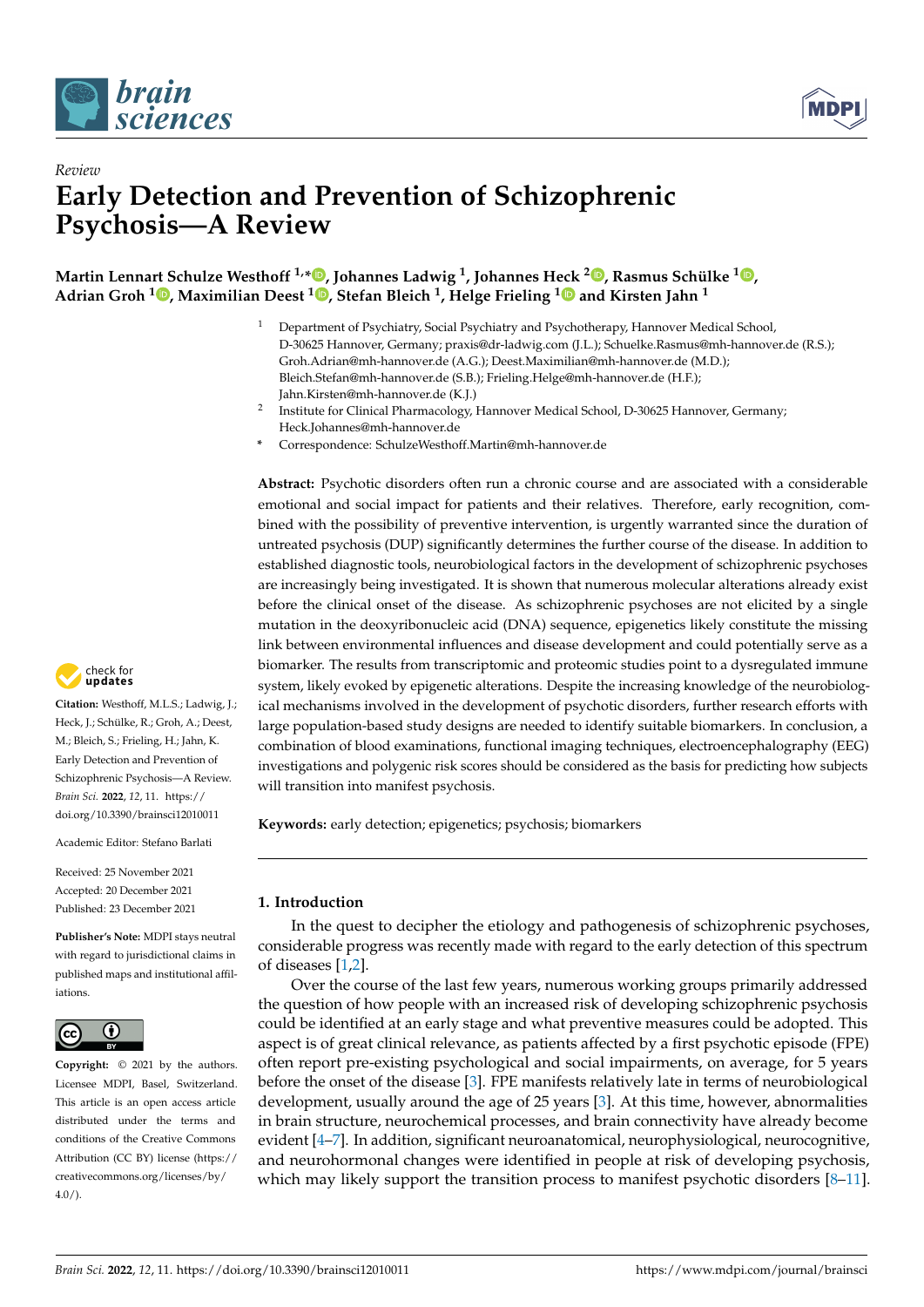*Review*

# Early Detection and Prevention of Schizophrenic Psychosis—A Review

**Martin Lennart Schulze Westhoff [1,*], Johannes Ladwig [1], Johannes Heck [2], Rasmus Schülke [1], Adrian Groh [1], Maximilian Deest [1], Stefan Bleich [1], Helge Frieling [1] and Kirsten Jahn [1]**

[1] Department of Psychiatry, Social Psychiatry and Psychotherapy, Hannover Medical School, D-30625 Hannover, Germany; praxis@dr-ladwig.com (J.L.); Schuelke.Rasmus@mh-hannover.de (R.S.); Groh.Adrian@mh-hannover.de (A.G.); Deest.Maximilian@mh-hannover.de (M.D.); Bleich.Stefan@mh-hannover.de (S.B.); Frieling.Helge@mh-hannover.de (H.F.); Jahn.Kirsten@mh-hannover.de (K.J.)

[2] Institute for Clinical Pharmacology, Hannover Medical School, D-30625 Hannover, Germany; Heck.Johannes@mh-hannover.de

\* Correspondence: SchulzeWesthoff.Martin@mh-hannover.de

**Abstract:** Psychotic disorders often run a chronic course and are associated with a considerable emotional and social impact for patients and their relatives. Therefore, early recognition, combined with the possibility of preventive intervention, is urgently warranted since the duration of untreated psychosis (DUP) significantly determines the further course of the disease. In addition to established diagnostic tools, neurobiological factors in the development of schizophrenic psychoses are increasingly being investigated. It is shown that numerous molecular alterations already exist before the clinical onset of the disease. As schizophrenic psychoses are not elicited by a single mutation in the deoxyribonucleic acid (DNA) sequence, epigenetics likely constitute the missing link between environmental influences and disease development and could potentially serve as a biomarker. The results from transcriptomic and proteomic studies point to a dysregulated immune system, likely evoked by epigenetic alterations. Despite the increasing knowledge of the neurobiological mechanisms involved in the development of psychotic disorders, further research efforts with large population-based study designs are needed to identify suitable biomarkers. In conclusion, a combination of blood examinations, functional imaging techniques, electroencephalography (EEG) investigations and polygenic risk scores should be considered as the basis for predicting how subjects will transition into manifest psychosis.

**Keywords:** early detection; epigenetics; psychosis; biomarkers

**Citation:** Westhoff, M.L.S.; Ladwig, J.; Heck, J.; Schülke, R.; Groh, A.; Deest, M.; Bleich, S.; Frieling, H.; Jahn, K. Early Detection and Prevention of Schizophrenic Psychosis—A Review. *Brain Sci.* **2022**, *12*, 11. https://doi.org/10.3390/brainsci12010011

Academic Editor: Stefano Barlati

Received: 25 November 2021
Accepted: 20 December 2021
Published: 23 December 2021

**Publisher's Note:** MDPI stays neutral with regard to jurisdictional claims in published maps and institutional affiliations.

**Copyright:** © 2021 by the authors. Licensee MDPI, Basel, Switzerland. This article is an open access article distributed under the terms and conditions of the Creative Commons Attribution (CC BY) license (https://creativecommons.org/licenses/by/4.0/).

## 1. Introduction

In the quest to decipher the etiology and pathogenesis of schizophrenic psychoses, considerable progress was recently made with regard to the early detection of this spectrum of diseases [1,2].

Over the course of the last few years, numerous working groups primarily addressed the question of how people with an increased risk of developing schizophrenic psychosis could be identified at an early stage and what preventive measures could be adopted. This aspect is of great clinical relevance, as patients affected by a first psychotic episode (FPE) often report pre-existing psychological and social impairments, on average, for 5 years before the onset of the disease [3]. FPE manifests relatively late in terms of neurobiological development, usually around the age of 25 years [3]. At this time, however, abnormalities in brain structure, neurochemical processes, and brain connectivity have already become evident [4–7]. In addition, significant neuroanatomical, neurophysiological, neurocognitive, and neurohormonal changes were identified in people at risk of developing psychosis, which may likely support the transition process to manifest psychotic disorders [8–11].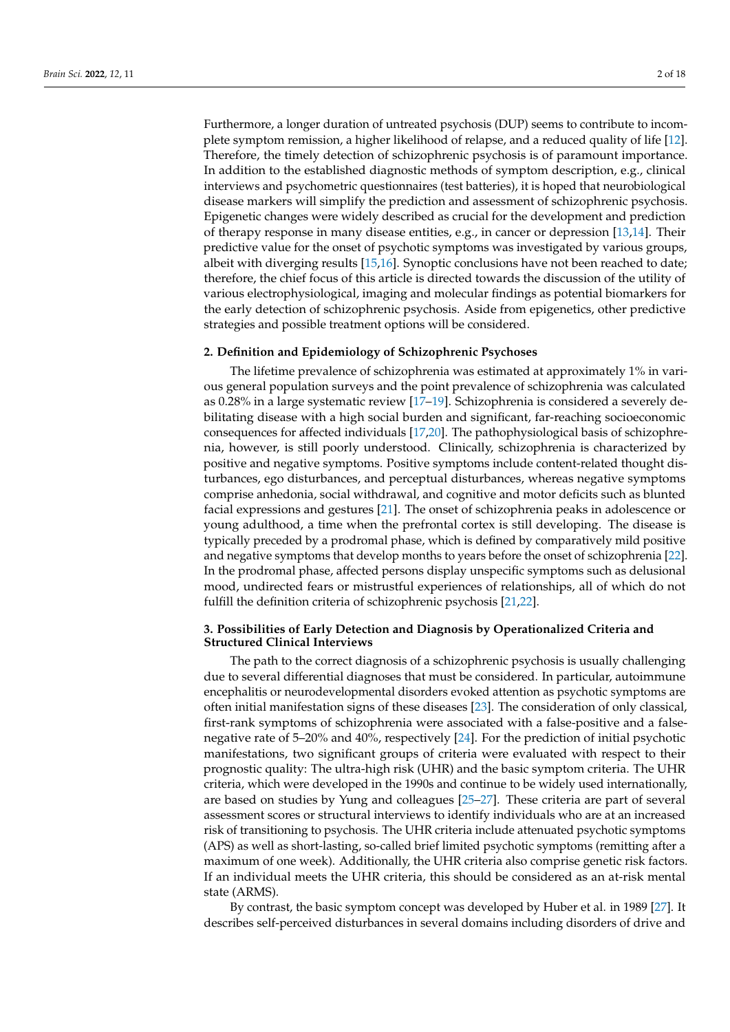Furthermore, a longer duration of untreated psychosis (DUP) seems to contribute to incomplete symptom remission, a higher likelihood of relapse, and a reduced quality of life [12]. Therefore, the timely detection of schizophrenic psychosis is of paramount importance. In addition to the established diagnostic methods of symptom description, e.g., clinical interviews and psychometric questionnaires (test batteries), it is hoped that neurobiological disease markers will simplify the prediction and assessment of schizophrenic psychosis. Epigenetic changes were widely described as crucial for the development and prediction of therapy response in many disease entities, e.g., in cancer or depression [13,14]. Their predictive value for the onset of psychotic symptoms was investigated by various groups, albeit with diverging results [15,16]. Synoptic conclusions have not been reached to date; therefore, the chief focus of this article is directed towards the discussion of the utility of various electrophysiological, imaging and molecular findings as potential biomarkers for the early detection of schizophrenic psychosis. Aside from epigenetics, other predictive strategies and possible treatment options will be considered.

## 2. Definition and Epidemiology of Schizophrenic Psychoses

The lifetime prevalence of schizophrenia was estimated at approximately 1% in various general population surveys and the point prevalence of schizophrenia was calculated as 0.28% in a large systematic review [17–19]. Schizophrenia is considered a severely debilitating disease with a high social burden and significant, far-reaching socioeconomic consequences for affected individuals [17,20]. The pathophysiological basis of schizophrenia, however, is still poorly understood. Clinically, schizophrenia is characterized by positive and negative symptoms. Positive symptoms include content-related thought disturbances, ego disturbances, and perceptual disturbances, whereas negative symptoms comprise anhedonia, social withdrawal, and cognitive and motor deficits such as blunted facial expressions and gestures [21]. The onset of schizophrenia peaks in adolescence or young adulthood, a time when the prefrontal cortex is still developing. The disease is typically preceded by a prodromal phase, which is defined by comparatively mild positive and negative symptoms that develop months to years before the onset of schizophrenia [22]. In the prodromal phase, affected persons display unspecific symptoms such as delusional mood, undirected fears or mistrustful experiences of relationships, all of which do not fulfill the definition criteria of schizophrenic psychosis [21,22].

## 3. Possibilities of Early Detection and Diagnosis by Operationalized Criteria and Structured Clinical Interviews

The path to the correct diagnosis of a schizophrenic psychosis is usually challenging due to several differential diagnoses that must be considered. In particular, autoimmune encephalitis or neurodevelopmental disorders evoked attention as psychotic symptoms are often initial manifestation signs of these diseases [23]. The consideration of only classical, first-rank symptoms of schizophrenia were associated with a false-positive and a false-negative rate of 5–20% and 40%, respectively [24]. For the prediction of initial psychotic manifestations, two significant groups of criteria were evaluated with respect to their prognostic quality: The ultra-high risk (UHR) and the basic symptom criteria. The UHR criteria, which were developed in the 1990s and continue to be widely used internationally, are based on studies by Yung and colleagues [25–27]. These criteria are part of several assessment scores or structural interviews to identify individuals who are at an increased risk of transitioning to psychosis. The UHR criteria include attenuated psychotic symptoms (APS) as well as short-lasting, so-called brief limited psychotic symptoms (remitting after a maximum of one week). Additionally, the UHR criteria also comprise genetic risk factors. If an individual meets the UHR criteria, this should be considered as an at-risk mental state (ARMS).

By contrast, the basic symptom concept was developed by Huber et al. in 1989 [27]. It describes self-perceived disturbances in several domains including disorders of drive and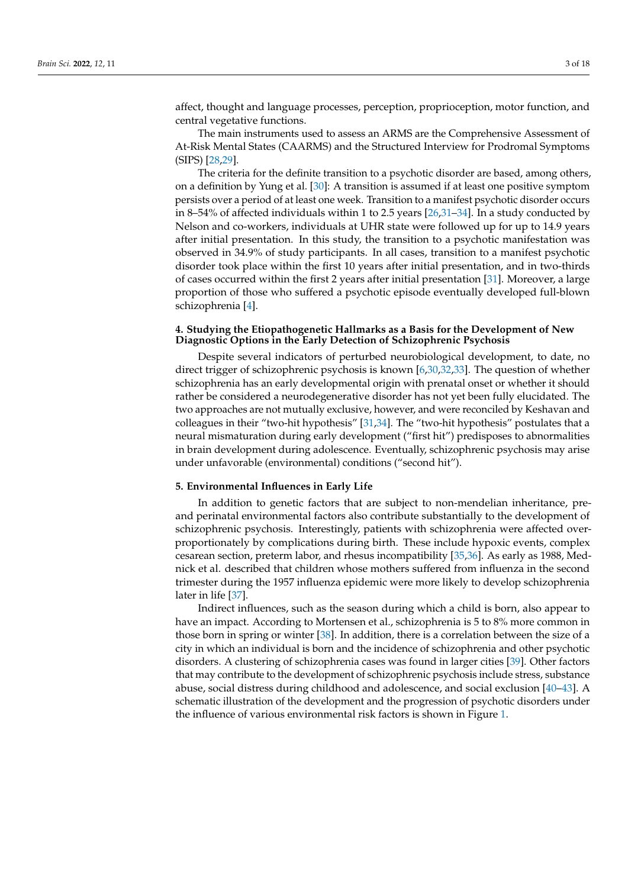affect, thought and language processes, perception, proprioception, motor function, and central vegetative functions.

The main instruments used to assess an ARMS are the Comprehensive Assessment of At-Risk Mental States (CAARMS) and the Structured Interview for Prodromal Symptoms (SIPS) [28,29].

The criteria for the definite transition to a psychotic disorder are based, among others, on a definition by Yung et al. [30]: A transition is assumed if at least one positive symptom persists over a period of at least one week. Transition to a manifest psychotic disorder occurs in 8–54% of affected individuals within 1 to 2.5 years [26,31–34]. In a study conducted by Nelson and co-workers, individuals at UHR state were followed up for up to 14.9 years after initial presentation. In this study, the transition to a psychotic manifestation was observed in 34.9% of study participants. In all cases, transition to a manifest psychotic disorder took place within the first 10 years after initial presentation, and in two-thirds of cases occurred within the first 2 years after initial presentation [31]. Moreover, a large proportion of those who suffered a psychotic episode eventually developed full-blown schizophrenia [4].

## 4. Studying the Etiopathogenetic Hallmarks as a Basis for the Development of New Diagnostic Options in the Early Detection of Schizophrenic Psychosis

Despite several indicators of perturbed neurobiological development, to date, no direct trigger of schizophrenic psychosis is known [6,30,32,33]. The question of whether schizophrenia has an early developmental origin with prenatal onset or whether it should rather be considered a neurodegenerative disorder has not yet been fully elucidated. The two approaches are not mutually exclusive, however, and were reconciled by Keshavan and colleagues in their “two-hit hypothesis” [31,34]. The “two-hit hypothesis” postulates that a neural mismaturation during early development (“first hit”) predisposes to abnormalities in brain development during adolescence. Eventually, schizophrenic psychosis may arise under unfavorable (environmental) conditions (“second hit”).

## 5. Environmental Influences in Early Life

In addition to genetic factors that are subject to non-mendelian inheritance, pre- and perinatal environmental factors also contribute substantially to the development of schizophrenic psychosis. Interestingly, patients with schizophrenia were affected overproportionately by complications during birth. These include hypoxic events, complex cesarean section, preterm labor, and rhesus incompatibility [35,36]. As early as 1988, Mednick et al. described that children whose mothers suffered from influenza in the second trimester during the 1957 influenza epidemic were more likely to develop schizophrenia later in life [37].

Indirect influences, such as the season during which a child is born, also appear to have an impact. According to Mortensen et al., schizophrenia is 5 to 8% more common in those born in spring or winter [38]. In addition, there is a correlation between the size of a city in which an individual is born and the incidence of schizophrenia and other psychotic disorders. A clustering of schizophrenia cases was found in larger cities [39]. Other factors that may contribute to the development of schizophrenic psychosis include stress, substance abuse, social distress during childhood and adolescence, and social exclusion [40–43]. A schematic illustration of the development and the progression of psychotic disorders under the influence of various environmental risk factors is shown in Figure 1.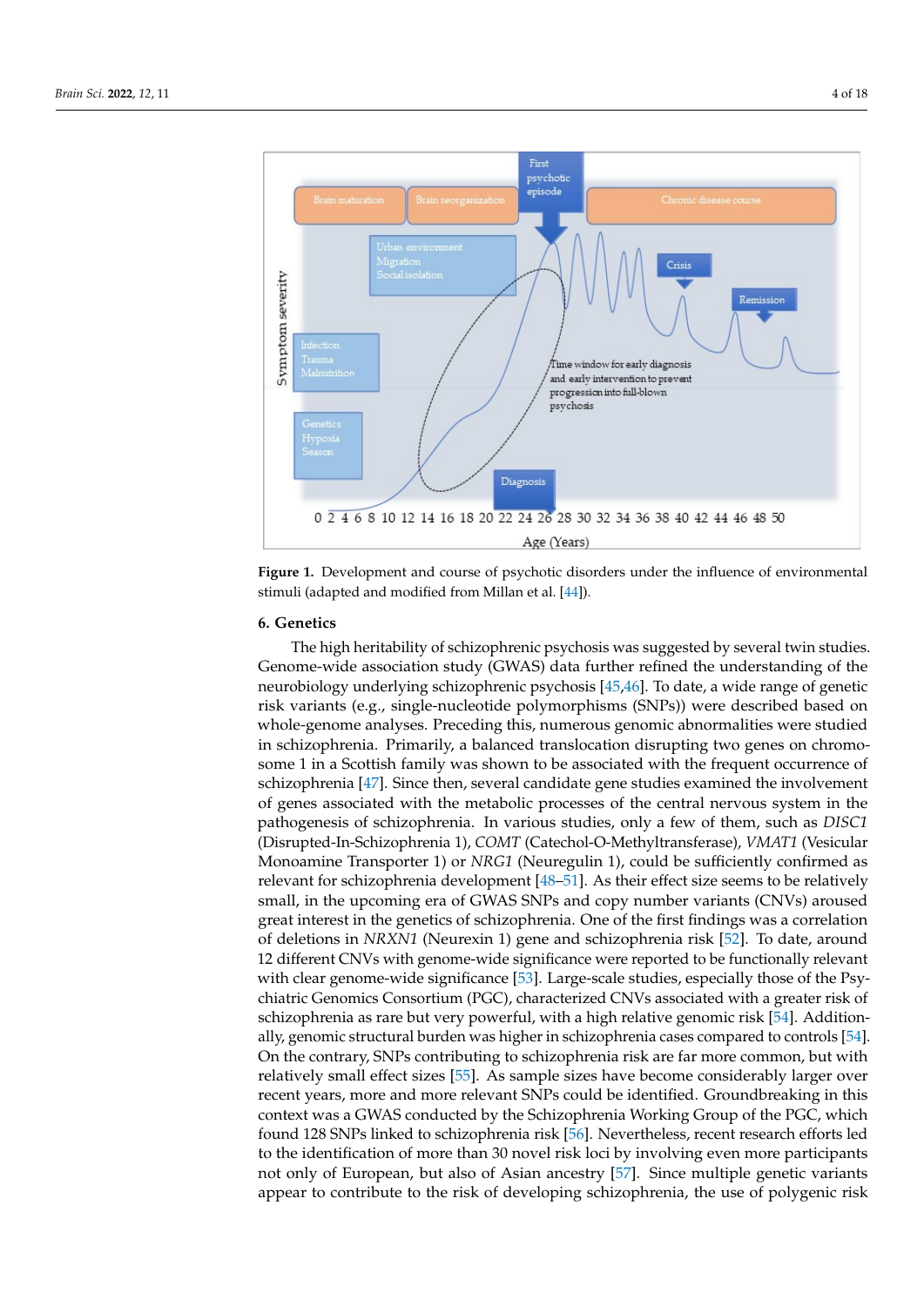**Figure 1.** Development and course of psychotic disorders under the influence of environmental stimuli (adapted and modified from Millan et al. [44]).

## 6. Genetics

The high heritability of schizophrenic psychosis was suggested by several twin studies. Genome-wide association study (GWAS) data further refined the understanding of the neurobiology underlying schizophrenic psychosis [45,46]. To date, a wide range of genetic risk variants (e.g., single-nucleotide polymorphisms (SNPs)) were described based on whole-genome analyses. Preceding this, numerous genomic abnormalities were studied in schizophrenia. Primarily, a balanced translocation disrupting two genes on chromosome 1 in a Scottish family was shown to be associated with the frequent occurrence of schizophrenia [47]. Since then, several candidate gene studies examined the involvement of genes associated with the metabolic processes of the central nervous system in the pathogenesis of schizophrenia. In various studies, only a few of them, such as *DISC1* (Disrupted-In-Schizophrenia 1), *COMT* (Catechol-O-Methyltransferase), *VMAT1* (Vesicular Monoamine Transporter 1) or *NRG1* (Neuregulin 1), could be sufficiently confirmed as relevant for schizophrenia development [48–51]. As their effect size seems to be relatively small, in the upcoming era of GWAS SNPs and copy number variants (CNVs) aroused great interest in the genetics of schizophrenia. One of the first findings was a correlation of deletions in *NRXN1* (Neurexin 1) gene and schizophrenia risk [52]. To date, around 12 different CNVs with genome-wide significance were reported to be functionally relevant with clear genome-wide significance [53]. Large-scale studies, especially those of the Psychiatric Genomics Consortium (PGC), characterized CNVs associated with a greater risk of schizophrenia as rare but very powerful, with a high relative genomic risk [54]. Additionally, genomic structural burden was higher in schizophrenia cases compared to controls [54]. On the contrary, SNPs contributing to schizophrenia risk are far more common, but with relatively small effect sizes [55]. As sample sizes have become considerably larger over recent years, more and more relevant SNPs could be identified. Groundbreaking in this context was a GWAS conducted by the Schizophrenia Working Group of the PGC, which found 128 SNPs linked to schizophrenia risk [56]. Nevertheless, recent research efforts led to the identification of more than 30 novel risk loci by involving even more participants not only of European, but also of Asian ancestry [57]. Since multiple genetic variants appear to contribute to the risk of developing schizophrenia, the use of polygenic risk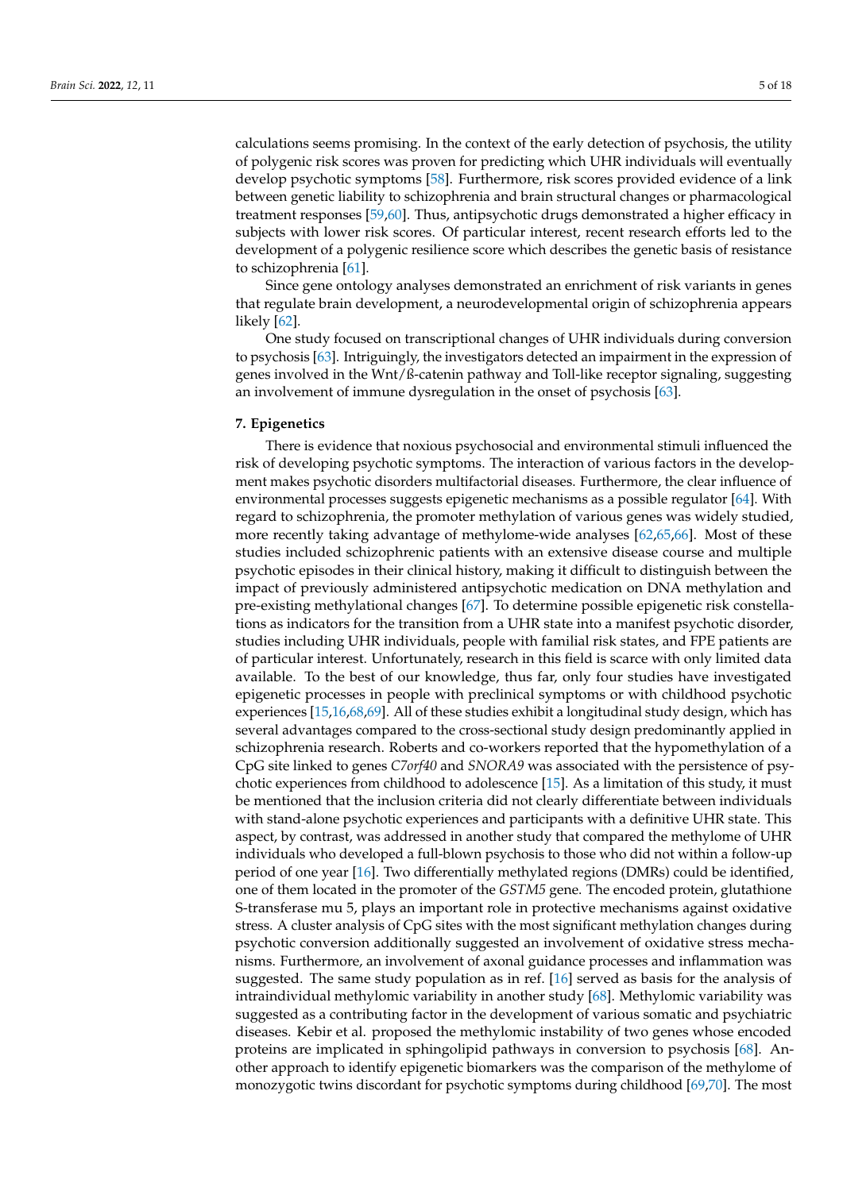calculations seems promising. In the context of the early detection of psychosis, the utility of polygenic risk scores was proven for predicting which UHR individuals will eventually develop psychotic symptoms [58]. Furthermore, risk scores provided evidence of a link between genetic liability to schizophrenia and brain structural changes or pharmacological treatment responses [59,60]. Thus, antipsychotic drugs demonstrated a higher efficacy in subjects with lower risk scores. Of particular interest, recent research efforts led to the development of a polygenic resilience score which describes the genetic basis of resistance to schizophrenia [61].

Since gene ontology analyses demonstrated an enrichment of risk variants in genes that regulate brain development, a neurodevelopmental origin of schizophrenia appears likely [62].

One study focused on transcriptional changes of UHR individuals during conversion to psychosis [63]. Intriguingly, the investigators detected an impairment in the expression of genes involved in the Wnt/ß-catenin pathway and Toll-like receptor signaling, suggesting an involvement of immune dysregulation in the onset of psychosis [63].

## 7. Epigenetics

There is evidence that noxious psychosocial and environmental stimuli influenced the risk of developing psychotic symptoms. The interaction of various factors in the development makes psychotic disorders multifactorial diseases. Furthermore, the clear influence of environmental processes suggests epigenetic mechanisms as a possible regulator [64]. With regard to schizophrenia, the promoter methylation of various genes was widely studied, more recently taking advantage of methylome-wide analyses [62,65,66]. Most of these studies included schizophrenic patients with an extensive disease course and multiple psychotic episodes in their clinical history, making it difficult to distinguish between the impact of previously administered antipsychotic medication on DNA methylation and pre-existing methylational changes [67]. To determine possible epigenetic risk constellations as indicators for the transition from a UHR state into a manifest psychotic disorder, studies including UHR individuals, people with familial risk states, and FPE patients are of particular interest. Unfortunately, research in this field is scarce with only limited data available. To the best of our knowledge, thus far, only four studies have investigated epigenetic processes in people with preclinical symptoms or with childhood psychotic experiences [15,16,68,69]. All of these studies exhibit a longitudinal study design, which has several advantages compared to the cross-sectional study design predominantly applied in schizophrenia research. Roberts and co-workers reported that the hypomethylation of a CpG site linked to genes *C7orf40* and *SNORA9* was associated with the persistence of psychotic experiences from childhood to adolescence [15]. As a limitation of this study, it must be mentioned that the inclusion criteria did not clearly differentiate between individuals with stand-alone psychotic experiences and participants with a definitive UHR state. This aspect, by contrast, was addressed in another study that compared the methylome of UHR individuals who developed a full-blown psychosis to those who did not within a follow-up period of one year [16]. Two differentially methylated regions (DMRs) could be identified, one of them located in the promoter of the *GSTM5* gene. The encoded protein, glutathione S-transferase mu 5, plays an important role in protective mechanisms against oxidative stress. A cluster analysis of CpG sites with the most significant methylation changes during psychotic conversion additionally suggested an involvement of oxidative stress mechanisms. Furthermore, an involvement of axonal guidance processes and inflammation was suggested. The same study population as in ref. [16] served as basis for the analysis of intraindividual methylomic variability in another study [68]. Methylomic variability was suggested as a contributing factor in the development of various somatic and psychiatric diseases. Kebir et al. proposed the methylomic instability of two genes whose encoded proteins are implicated in sphingolipid pathways in conversion to psychosis [68]. Another approach to identify epigenetic biomarkers was the comparison of the methylome of monozygotic twins discordant for psychotic symptoms during childhood [69,70]. The most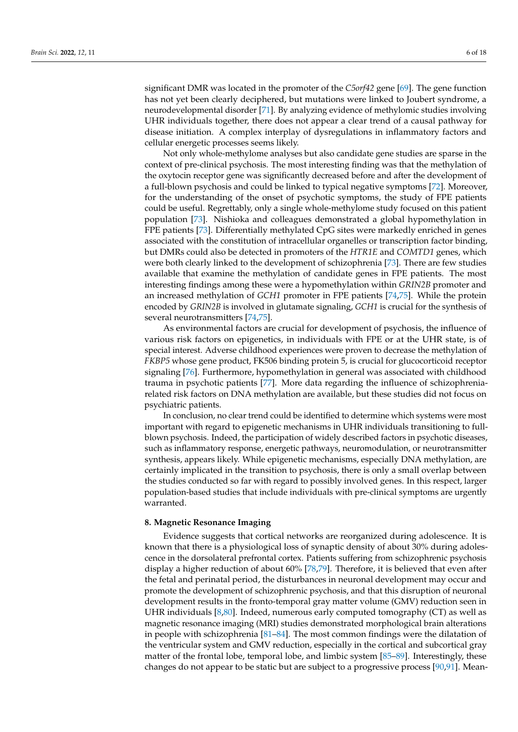significant DMR was located in the promoter of the *C5orf42* gene [69]. The gene function has not yet been clearly deciphered, but mutations were linked to Joubert syndrome, a neurodevelopmental disorder [71]. By analyzing evidence of methylomic studies involving UHR individuals together, there does not appear a clear trend of a causal pathway for disease initiation. A complex interplay of dysregulations in inflammatory factors and cellular energetic processes seems likely.

Not only whole-methylome analyses but also candidate gene studies are sparse in the context of pre-clinical psychosis. The most interesting finding was that the methylation of the oxytocin receptor gene was significantly decreased before and after the development of a full-blown psychosis and could be linked to typical negative symptoms [72]. Moreover, for the understanding of the onset of psychotic symptoms, the study of FPE patients could be useful. Regrettably, only a single whole-methylome study focused on this patient population [73]. Nishioka and colleagues demonstrated a global hypomethylation in FPE patients [73]. Differentially methylated CpG sites were markedly enriched in genes associated with the constitution of intracellular organelles or transcription factor binding, but DMRs could also be detected in promoters of the *HTR1E* and *COMTD1* genes, which were both clearly linked to the development of schizophrenia [73]. There are few studies available that examine the methylation of candidate genes in FPE patients. The most interesting findings among these were a hypomethylation within *GRIN2B* promoter and an increased methylation of *GCH1* promoter in FPE patients [74,75]. While the protein encoded by *GRIN2B* is involved in glutamate signaling, *GCH1* is crucial for the synthesis of several neurotransmitters [74,75].

As environmental factors are crucial for development of psychosis, the influence of various risk factors on epigenetics, in individuals with FPE or at the UHR state, is of special interest. Adverse childhood experiences were proven to decrease the methylation of *FKBP5* whose gene product, FK506 binding protein 5, is crucial for glucocorticoid receptor signaling [76]. Furthermore, hypomethylation in general was associated with childhood trauma in psychotic patients [77]. More data regarding the influence of schizophrenia-related risk factors on DNA methylation are available, but these studies did not focus on psychiatric patients.

In conclusion, no clear trend could be identified to determine which systems were most important with regard to epigenetic mechanisms in UHR individuals transitioning to full-blown psychosis. Indeed, the participation of widely described factors in psychotic diseases, such as inflammatory response, energetic pathways, neuromodulation, or neurotransmitter synthesis, appears likely. While epigenetic mechanisms, especially DNA methylation, are certainly implicated in the transition to psychosis, there is only a small overlap between the studies conducted so far with regard to possibly involved genes. In this respect, larger population-based studies that include individuals with pre-clinical symptoms are urgently warranted.

## 8. Magnetic Resonance Imaging

Evidence suggests that cortical networks are reorganized during adolescence. It is known that there is a physiological loss of synaptic density of about 30% during adolescence in the dorsolateral prefrontal cortex. Patients suffering from schizophrenic psychosis display a higher reduction of about 60% [78,79]. Therefore, it is believed that even after the fetal and perinatal period, the disturbances in neuronal development may occur and promote the development of schizophrenic psychosis, and that this disruption of neuronal development results in the fronto-temporal gray matter volume (GMV) reduction seen in UHR individuals [8,80]. Indeed, numerous early computed tomography (CT) as well as magnetic resonance imaging (MRI) studies demonstrated morphological brain alterations in people with schizophrenia [81–84]. The most common findings were the dilatation of the ventricular system and GMV reduction, especially in the cortical and subcortical gray matter of the frontal lobe, temporal lobe, and limbic system [85–89]. Interestingly, these changes do not appear to be static but are subject to a progressive process [90,91]. Mean-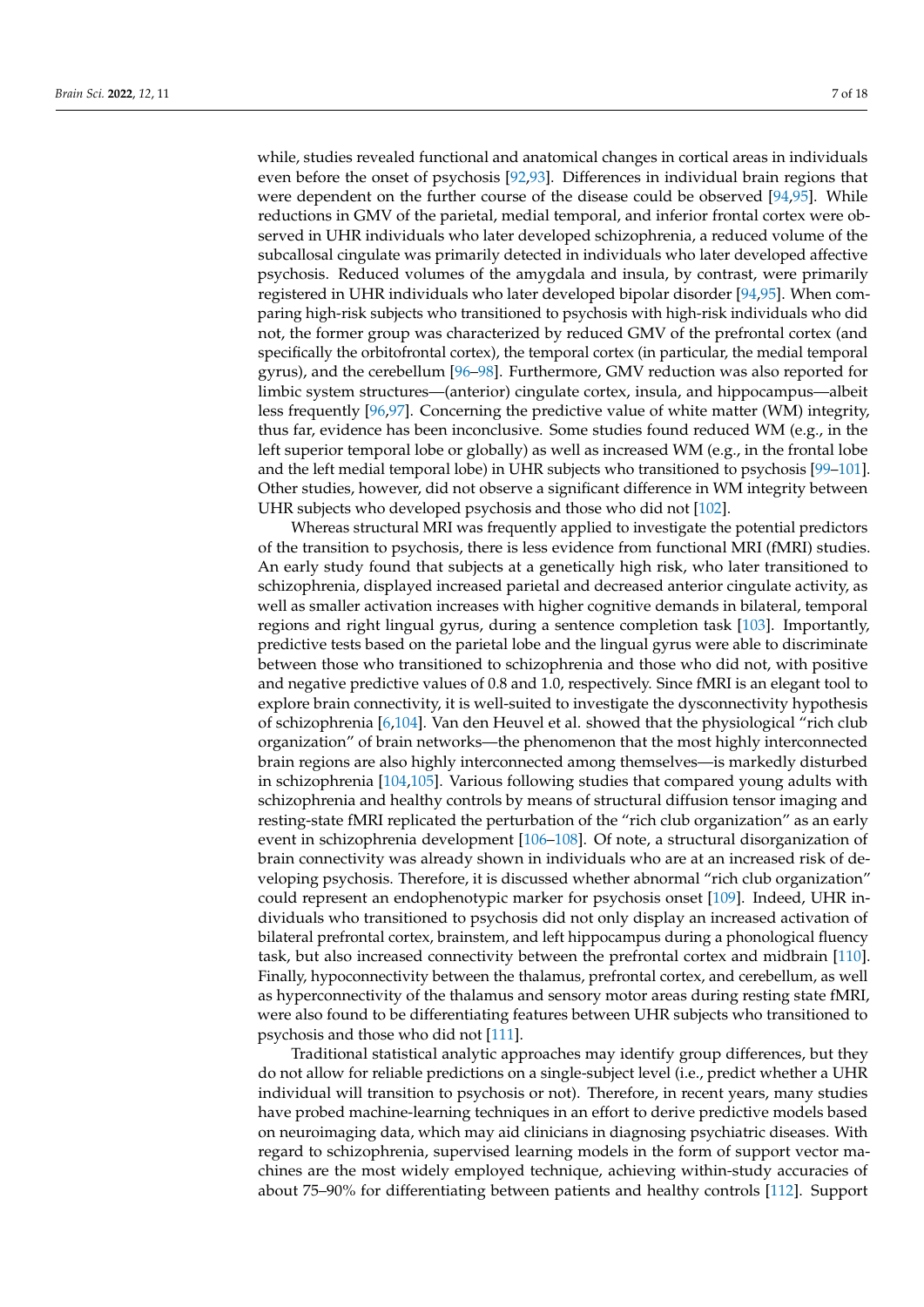while, studies revealed functional and anatomical changes in cortical areas in individuals even before the onset of psychosis [92,93]. Differences in individual brain regions that were dependent on the further course of the disease could be observed [94,95]. While reductions in GMV of the parietal, medial temporal, and inferior frontal cortex were observed in UHR individuals who later developed schizophrenia, a reduced volume of the subcallosal cingulate was primarily detected in individuals who later developed affective psychosis. Reduced volumes of the amygdala and insula, by contrast, were primarily registered in UHR individuals who later developed bipolar disorder [94,95]. When comparing high-risk subjects who transitioned to psychosis with high-risk individuals who did not, the former group was characterized by reduced GMV of the prefrontal cortex (and specifically the orbitofrontal cortex), the temporal cortex (in particular, the medial temporal gyrus), and the cerebellum [96–98]. Furthermore, GMV reduction was also reported for limbic system structures—(anterior) cingulate cortex, insula, and hippocampus—albeit less frequently [96,97]. Concerning the predictive value of white matter (WM) integrity, thus far, evidence has been inconclusive. Some studies found reduced WM (e.g., in the left superior temporal lobe or globally) as well as increased WM (e.g., in the frontal lobe and the left medial temporal lobe) in UHR subjects who transitioned to psychosis [99–101]. Other studies, however, did not observe a significant difference in WM integrity between UHR subjects who developed psychosis and those who did not [102].

Whereas structural MRI was frequently applied to investigate the potential predictors of the transition to psychosis, there is less evidence from functional MRI (fMRI) studies. An early study found that subjects at a genetically high risk, who later transitioned to schizophrenia, displayed increased parietal and decreased anterior cingulate activity, as well as smaller activation increases with higher cognitive demands in bilateral, temporal regions and right lingual gyrus, during a sentence completion task [103]. Importantly, predictive tests based on the parietal lobe and the lingual gyrus were able to discriminate between those who transitioned to schizophrenia and those who did not, with positive and negative predictive values of 0.8 and 1.0, respectively. Since fMRI is an elegant tool to explore brain connectivity, it is well-suited to investigate the dysconnectivity hypothesis of schizophrenia [6,104]. Van den Heuvel et al. showed that the physiological "rich club organization" of brain networks—the phenomenon that the most highly interconnected brain regions are also highly interconnected among themselves—is markedly disturbed in schizophrenia [104,105]. Various following studies that compared young adults with schizophrenia and healthy controls by means of structural diffusion tensor imaging and resting-state fMRI replicated the perturbation of the "rich club organization" as an early event in schizophrenia development [106–108]. Of note, a structural disorganization of brain connectivity was already shown in individuals who are at an increased risk of developing psychosis. Therefore, it is discussed whether abnormal "rich club organization" could represent an endophenotypic marker for psychosis onset [109]. Indeed, UHR individuals who transitioned to psychosis did not only display an increased activation of bilateral prefrontal cortex, brainstem, and left hippocampus during a phonological fluency task, but also increased connectivity between the prefrontal cortex and midbrain [110]. Finally, hypoconnectivity between the thalamus, prefrontal cortex, and cerebellum, as well as hyperconnectivity of the thalamus and sensory motor areas during resting state fMRI, were also found to be differentiating features between UHR subjects who transitioned to psychosis and those who did not [111].

Traditional statistical analytic approaches may identify group differences, but they do not allow for reliable predictions on a single-subject level (i.e., predict whether a UHR individual will transition to psychosis or not). Therefore, in recent years, many studies have probed machine-learning techniques in an effort to derive predictive models based on neuroimaging data, which may aid clinicians in diagnosing psychiatric diseases. With regard to schizophrenia, supervised learning models in the form of support vector machines are the most widely employed technique, achieving within-study accuracies of about 75–90% for differentiating between patients and healthy controls [112]. Support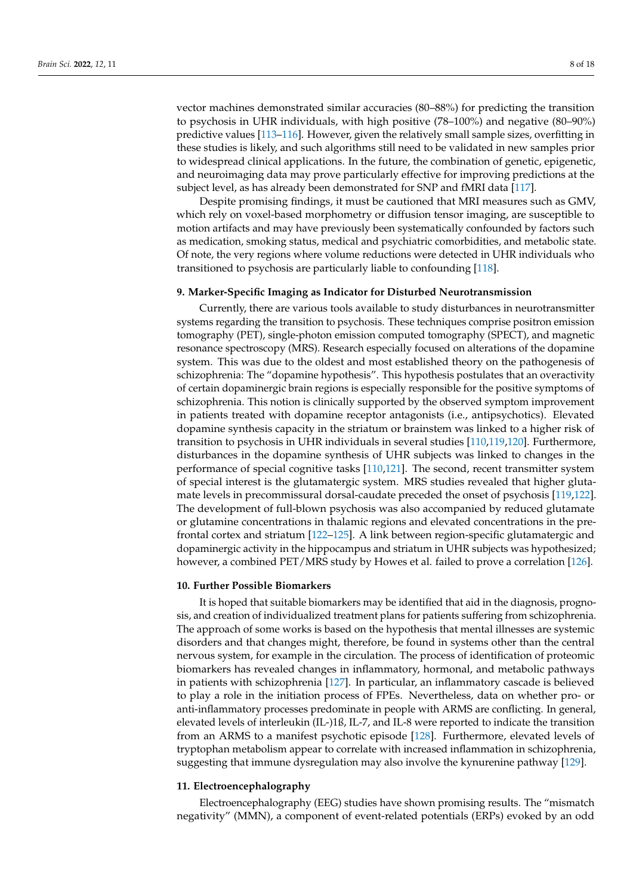vector machines demonstrated similar accuracies (80–88%) for predicting the transition to psychosis in UHR individuals, with high positive (78–100%) and negative (80–90%) predictive values [113–116]. However, given the relatively small sample sizes, overfitting in these studies is likely, and such algorithms still need to be validated in new samples prior to widespread clinical applications. In the future, the combination of genetic, epigenetic, and neuroimaging data may prove particularly effective for improving predictions at the subject level, as has already been demonstrated for SNP and fMRI data [117].

Despite promising findings, it must be cautioned that MRI measures such as GMV, which rely on voxel-based morphometry or diffusion tensor imaging, are susceptible to motion artifacts and may have previously been systematically confounded by factors such as medication, smoking status, medical and psychiatric comorbidities, and metabolic state. Of note, the very regions where volume reductions were detected in UHR individuals who transitioned to psychosis are particularly liable to confounding [118].

## 9. Marker-Specific Imaging as Indicator for Disturbed Neurotransmission

Currently, there are various tools available to study disturbances in neurotransmitter systems regarding the transition to psychosis. These techniques comprise positron emission tomography (PET), single-photon emission computed tomography (SPECT), and magnetic resonance spectroscopy (MRS). Research especially focused on alterations of the dopamine system. This was due to the oldest and most established theory on the pathogenesis of schizophrenia: The "dopamine hypothesis". This hypothesis postulates that an overactivity of certain dopaminergic brain regions is especially responsible for the positive symptoms of schizophrenia. This notion is clinically supported by the observed symptom improvement in patients treated with dopamine receptor antagonists (i.e., antipsychotics). Elevated dopamine synthesis capacity in the striatum or brainstem was linked to a higher risk of transition to psychosis in UHR individuals in several studies [110,119,120]. Furthermore, disturbances in the dopamine synthesis of UHR subjects was linked to changes in the performance of special cognitive tasks [110,121]. The second, recent transmitter system of special interest is the glutamatergic system. MRS studies revealed that higher glutamate levels in precommissural dorsal-caudate preceded the onset of psychosis [119,122]. The development of full-blown psychosis was also accompanied by reduced glutamate or glutamine concentrations in thalamic regions and elevated concentrations in the prefrontal cortex and striatum [122–125]. A link between region-specific glutamatergic and dopaminergic activity in the hippocampus and striatum in UHR subjects was hypothesized; however, a combined PET/MRS study by Howes et al. failed to prove a correlation [126].

## 10. Further Possible Biomarkers

It is hoped that suitable biomarkers may be identified that aid in the diagnosis, prognosis, and creation of individualized treatment plans for patients suffering from schizophrenia. The approach of some works is based on the hypothesis that mental illnesses are systemic disorders and that changes might, therefore, be found in systems other than the central nervous system, for example in the circulation. The process of identification of proteomic biomarkers has revealed changes in inflammatory, hormonal, and metabolic pathways in patients with schizophrenia [127]. In particular, an inflammatory cascade is believed to play a role in the initiation process of FPEs. Nevertheless, data on whether pro- or anti-inflammatory processes predominate in people with ARMS are conflicting. In general, elevated levels of interleukin (IL-)1ß, IL-7, and IL-8 were reported to indicate the transition from an ARMS to a manifest psychotic episode [128]. Furthermore, elevated levels of tryptophan metabolism appear to correlate with increased inflammation in schizophrenia, suggesting that immune dysregulation may also involve the kynurenine pathway [129].

## 11. Electroencephalography

Electroencephalography (EEG) studies have shown promising results. The "mismatch negativity" (MMN), a component of event-related potentials (ERPs) evoked by an odd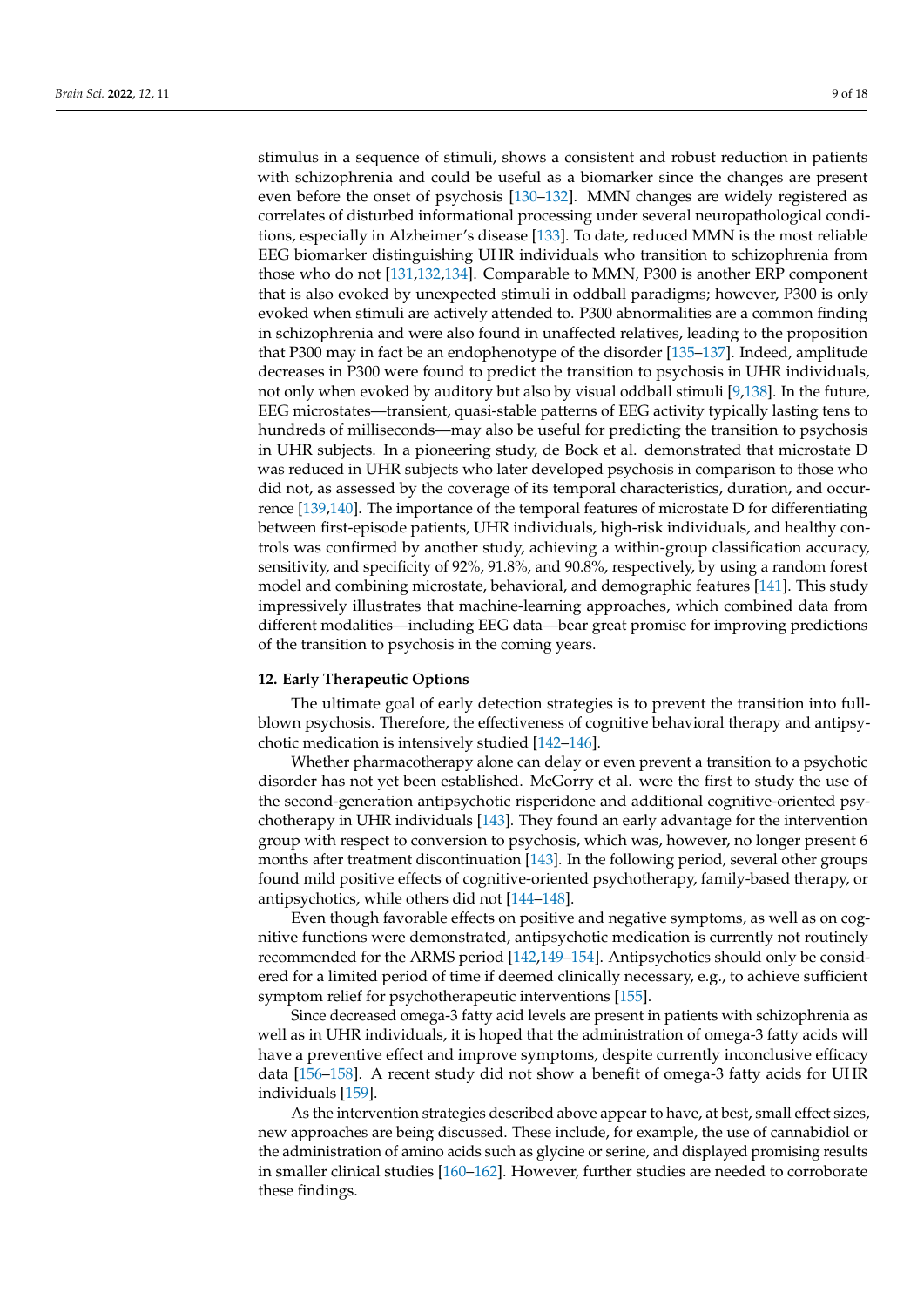stimulus in a sequence of stimuli, shows a consistent and robust reduction in patients with schizophrenia and could be useful as a biomarker since the changes are present even before the onset of psychosis [130–132]. MMN changes are widely registered as correlates of disturbed informational processing under several neuropathological conditions, especially in Alzheimer's disease [133]. To date, reduced MMN is the most reliable EEG biomarker distinguishing UHR individuals who transition to schizophrenia from those who do not [131,132,134]. Comparable to MMN, P300 is another ERP component that is also evoked by unexpected stimuli in oddball paradigms; however, P300 is only evoked when stimuli are actively attended to. P300 abnormalities are a common finding in schizophrenia and were also found in unaffected relatives, leading to the proposition that P300 may in fact be an endophenotype of the disorder [135–137]. Indeed, amplitude decreases in P300 were found to predict the transition to psychosis in UHR individuals, not only when evoked by auditory but also by visual oddball stimuli [9,138]. In the future, EEG microstates—transient, quasi-stable patterns of EEG activity typically lasting tens to hundreds of milliseconds—may also be useful for predicting the transition to psychosis in UHR subjects. In a pioneering study, de Bock et al. demonstrated that microstate D was reduced in UHR subjects who later developed psychosis in comparison to those who did not, as assessed by the coverage of its temporal characteristics, duration, and occurrence [139,140]. The importance of the temporal features of microstate D for differentiating between first-episode patients, UHR individuals, high-risk individuals, and healthy controls was confirmed by another study, achieving a within-group classification accuracy, sensitivity, and specificity of 92%, 91.8%, and 90.8%, respectively, by using a random forest model and combining microstate, behavioral, and demographic features [141]. This study impressively illustrates that machine-learning approaches, which combined data from different modalities—including EEG data—bear great promise for improving predictions of the transition to psychosis in the coming years.

## 12. Early Therapeutic Options

The ultimate goal of early detection strategies is to prevent the transition into full-blown psychosis. Therefore, the effectiveness of cognitive behavioral therapy and antipsychotic medication is intensively studied [142–146].

Whether pharmacotherapy alone can delay or even prevent a transition to a psychotic disorder has not yet been established. McGorry et al. were the first to study the use of the second-generation antipsychotic risperidone and additional cognitive-oriented psychotherapy in UHR individuals [143]. They found an early advantage for the intervention group with respect to conversion to psychosis, which was, however, no longer present 6 months after treatment discontinuation [143]. In the following period, several other groups found mild positive effects of cognitive-oriented psychotherapy, family-based therapy, or antipsychotics, while others did not [144–148].

Even though favorable effects on positive and negative symptoms, as well as on cognitive functions were demonstrated, antipsychotic medication is currently not routinely recommended for the ARMS period [142,149–154]. Antipsychotics should only be considered for a limited period of time if deemed clinically necessary, e.g., to achieve sufficient symptom relief for psychotherapeutic interventions [155].

Since decreased omega-3 fatty acid levels are present in patients with schizophrenia as well as in UHR individuals, it is hoped that the administration of omega-3 fatty acids will have a preventive effect and improve symptoms, despite currently inconclusive efficacy data [156–158]. A recent study did not show a benefit of omega-3 fatty acids for UHR individuals [159].

As the intervention strategies described above appear to have, at best, small effect sizes, new approaches are being discussed. These include, for example, the use of cannabidiol or the administration of amino acids such as glycine or serine, and displayed promising results in smaller clinical studies [160–162]. However, further studies are needed to corroborate these findings.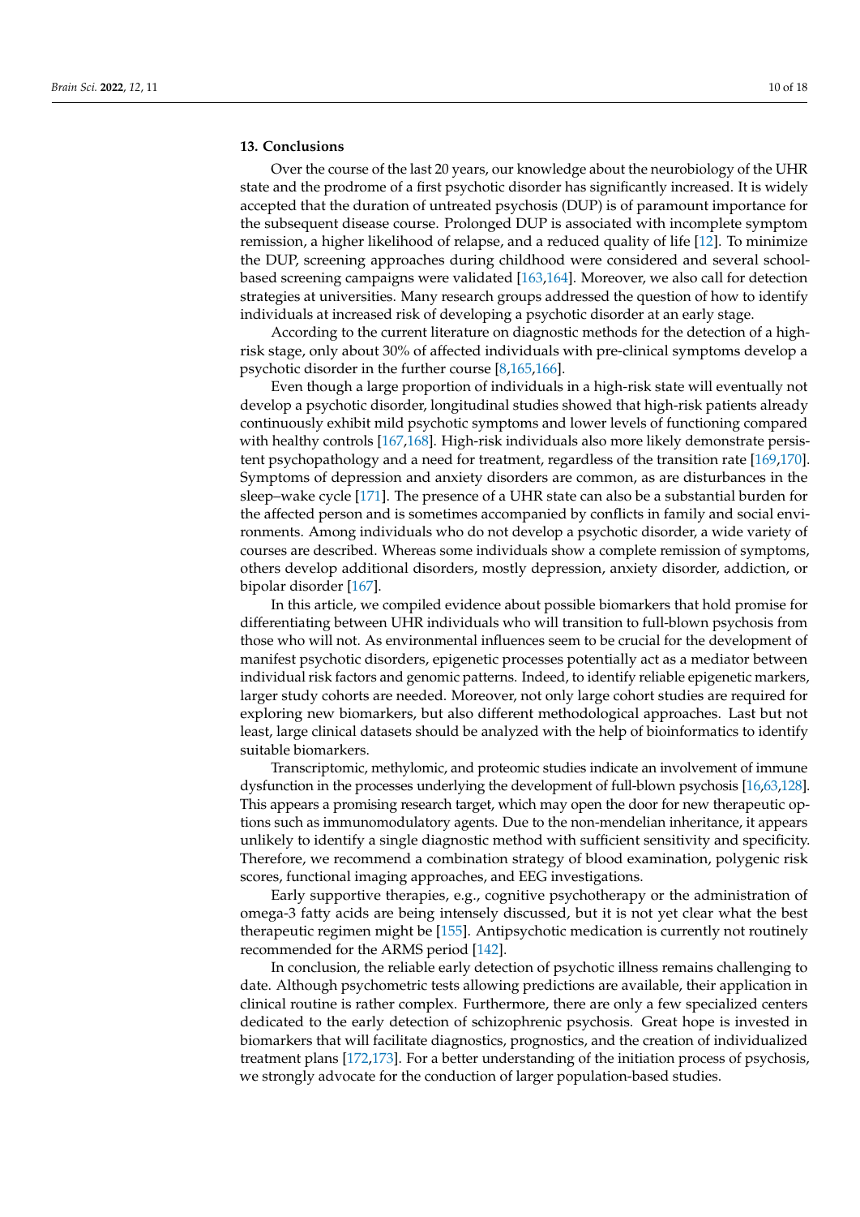## 13. Conclusions

Over the course of the last 20 years, our knowledge about the neurobiology of the UHR state and the prodrome of a first psychotic disorder has significantly increased. It is widely accepted that the duration of untreated psychosis (DUP) is of paramount importance for the subsequent disease course. Prolonged DUP is associated with incomplete symptom remission, a higher likelihood of relapse, and a reduced quality of life [12]. To minimize the DUP, screening approaches during childhood were considered and several school-based screening campaigns were validated [163,164]. Moreover, we also call for detection strategies at universities. Many research groups addressed the question of how to identify individuals at increased risk of developing a psychotic disorder at an early stage.

According to the current literature on diagnostic methods for the detection of a high-risk stage, only about 30% of affected individuals with pre-clinical symptoms develop a psychotic disorder in the further course [8,165,166].

Even though a large proportion of individuals in a high-risk state will eventually not develop a psychotic disorder, longitudinal studies showed that high-risk patients already continuously exhibit mild psychotic symptoms and lower levels of functioning compared with healthy controls [167,168]. High-risk individuals also more likely demonstrate persistent psychopathology and a need for treatment, regardless of the transition rate [169,170]. Symptoms of depression and anxiety disorders are common, as are disturbances in the sleep–wake cycle [171]. The presence of a UHR state can also be a substantial burden for the affected person and is sometimes accompanied by conflicts in family and social environments. Among individuals who do not develop a psychotic disorder, a wide variety of courses are described. Whereas some individuals show a complete remission of symptoms, others develop additional disorders, mostly depression, anxiety disorder, addiction, or bipolar disorder [167].

In this article, we compiled evidence about possible biomarkers that hold promise for differentiating between UHR individuals who will transition to full-blown psychosis from those who will not. As environmental influences seem to be crucial for the development of manifest psychotic disorders, epigenetic processes potentially act as a mediator between individual risk factors and genomic patterns. Indeed, to identify reliable epigenetic markers, larger study cohorts are needed. Moreover, not only large cohort studies are required for exploring new biomarkers, but also different methodological approaches. Last but not least, large clinical datasets should be analyzed with the help of bioinformatics to identify suitable biomarkers.

Transcriptomic, methylomic, and proteomic studies indicate an involvement of immune dysfunction in the processes underlying the development of full-blown psychosis [16,63,128]. This appears a promising research target, which may open the door for new therapeutic options such as immunomodulatory agents. Due to the non-mendelian inheritance, it appears unlikely to identify a single diagnostic method with sufficient sensitivity and specificity. Therefore, we recommend a combination strategy of blood examination, polygenic risk scores, functional imaging approaches, and EEG investigations.

Early supportive therapies, e.g., cognitive psychotherapy or the administration of omega-3 fatty acids are being intensely discussed, but it is not yet clear what the best therapeutic regimen might be [155]. Antipsychotic medication is currently not routinely recommended for the ARMS period [142].

In conclusion, the reliable early detection of psychotic illness remains challenging to date. Although psychometric tests allowing predictions are available, their application in clinical routine is rather complex. Furthermore, there are only a few specialized centers dedicated to the early detection of schizophrenic psychosis. Great hope is invested in biomarkers that will facilitate diagnostics, prognostics, and the creation of individualized treatment plans [172,173]. For a better understanding of the initiation process of psychosis, we strongly advocate for the conduction of larger population-based studies.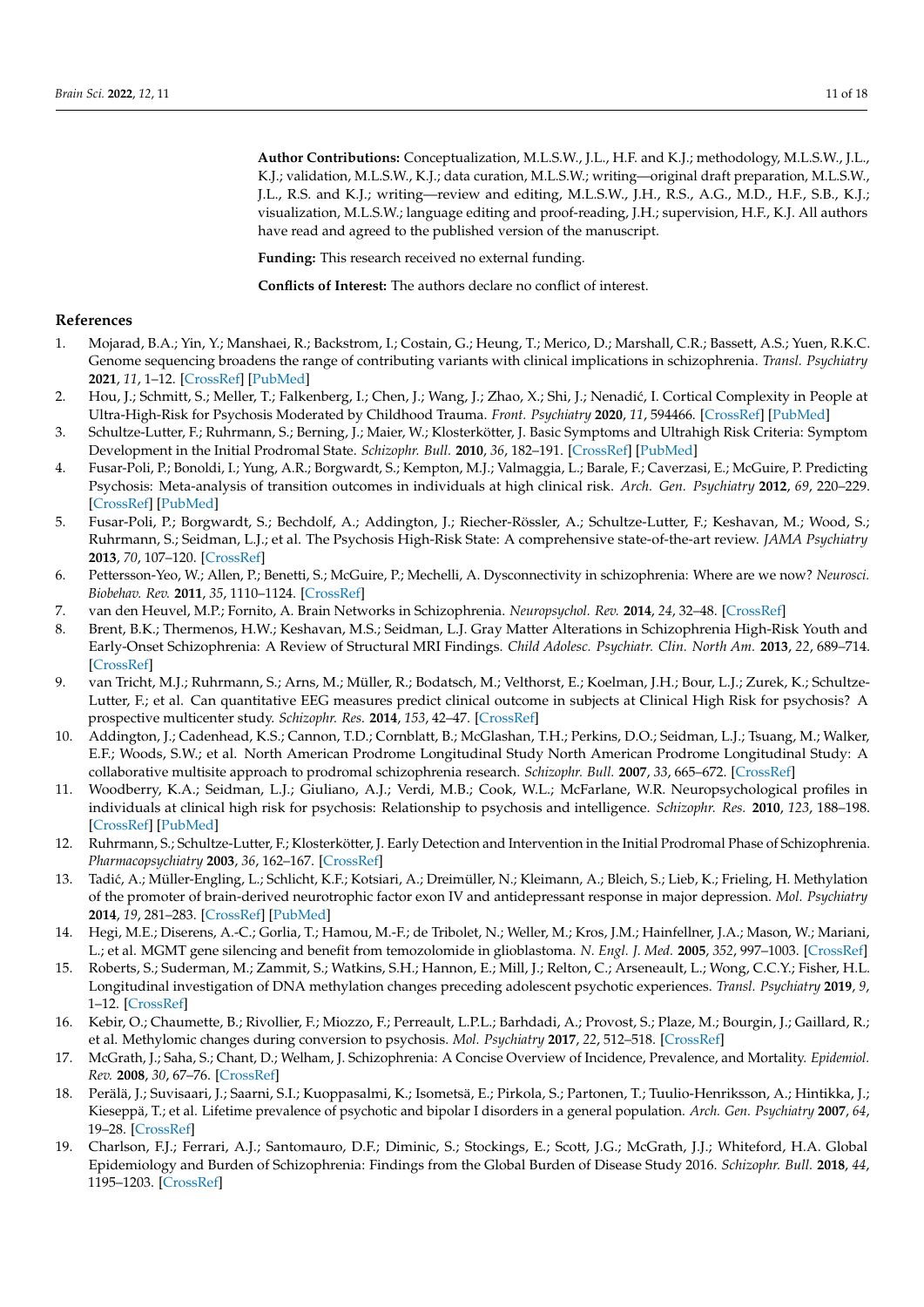**Author Contributions:** Conceptualization, M.L.S.W., J.L., H.F. and K.J.; methodology, M.L.S.W., J.L., K.J.; validation, M.L.S.W., K.J.; data curation, M.L.S.W.; writing—original draft preparation, M.L.S.W., J.L., R.S. and K.J.; writing—review and editing, M.L.S.W., J.H., R.S., A.G., M.D., H.F., S.B., K.J.; visualization, M.L.S.W.; language editing and proof-reading, J.H.; supervision, H.F., K.J. All authors have read and agreed to the published version of the manuscript.

**Funding:** This research received no external funding.

**Conflicts of Interest:** The authors declare no conflict of interest.

## References

1. Mojarad, B.A.; Yin, Y.; Manshaei, R.; Backstrom, I.; Costain, G.; Heung, T.; Merico, D.; Marshall, C.R.; Bassett, A.S.; Yuen, R.K.C. Genome sequencing broadens the range of contributing variants with clinical implications in schizophrenia. *Transl. Psychiatry* **2021**, *11*, 1–12. [CrossRef] [PubMed]
2. Hou, J.; Schmitt, S.; Meller, T.; Falkenberg, I.; Chen, J.; Wang, J.; Zhao, X.; Shi, J.; Nenadić, I. Cortical Complexity in People at Ultra-High-Risk for Psychosis Moderated by Childhood Trauma. *Front. Psychiatry* **2020**, *11*, 594466. [CrossRef] [PubMed]
3. Schultze-Lutter, F.; Ruhrmann, S.; Berning, J.; Maier, W.; Klosterkötter, J. Basic Symptoms and Ultrahigh Risk Criteria: Symptom Development in the Initial Prodromal State. *Schizophr. Bull.* **2010**, *36*, 182–191. [CrossRef] [PubMed]
4. Fusar-Poli, P.; Bonoldi, I.; Yung, A.R.; Borgwardt, S.; Kempton, M.J.; Valmaggia, L.; Barale, F.; Caverzasi, E.; McGuire, P. Predicting Psychosis: Meta-analysis of transition outcomes in individuals at high clinical risk. *Arch. Gen. Psychiatry* **2012**, *69*, 220–229. [CrossRef] [PubMed]
5. Fusar-Poli, P.; Borgwardt, S.; Bechdolf, A.; Addington, J.; Riecher-Rössler, A.; Schultze-Lutter, F.; Keshavan, M.; Wood, S.; Ruhrmann, S.; Seidman, L.J.; et al. The Psychosis High-Risk State: A comprehensive state-of-the-art review. *JAMA Psychiatry* **2013**, *70*, 107–120. [CrossRef]
6. Pettersson-Yeo, W.; Allen, P.; Benetti, S.; McGuire, P.; Mechelli, A. Dysconnectivity in schizophrenia: Where are we now? *Neurosci. Biobehav. Rev.* **2011**, *35*, 1110–1124. [CrossRef]
7. van den Heuvel, M.P.; Fornito, A. Brain Networks in Schizophrenia. *Neuropsychol. Rev.* **2014**, *24*, 32–48. [CrossRef]
8. Brent, B.K.; Thermenos, H.W.; Keshavan, M.S.; Seidman, L.J. Gray Matter Alterations in Schizophrenia High-Risk Youth and Early-Onset Schizophrenia: A Review of Structural MRI Findings. *Child Adolesc. Psychiatr. Clin. North Am.* **2013**, *22*, 689–714. [CrossRef]
9. van Tricht, M.J.; Ruhrmann, S.; Arns, M.; Müller, R.; Bodatsch, M.; Velthorst, E.; Koelman, J.H.; Bour, L.J.; Zurek, K.; Schultze-Lutter, F.; et al. Can quantitative EEG measures predict clinical outcome in subjects at Clinical High Risk for psychosis? A prospective multicenter study. *Schizophr. Res.* **2014**, *153*, 42–47. [CrossRef]
10. Addington, J.; Cadenhead, K.S.; Cannon, T.D.; Cornblatt, B.; McGlashan, T.H.; Perkins, D.O.; Seidman, L.J.; Tsuang, M.; Walker, E.F.; Woods, S.W.; et al. North American Prodrome Longitudinal Study North American Prodrome Longitudinal Study: A collaborative multisite approach to prodromal schizophrenia research. *Schizophr. Bull.* **2007**, *33*, 665–672. [CrossRef]
11. Woodberry, K.A.; Seidman, L.J.; Giuliano, A.J.; Verdi, M.B.; Cook, W.L.; McFarlane, W.R. Neuropsychological profiles in individuals at clinical high risk for psychosis: Relationship to psychosis and intelligence. *Schizophr. Res.* **2010**, *123*, 188–198. [CrossRef] [PubMed]
12. Ruhrmann, S.; Schultze-Lutter, F.; Klosterkötter, J. Early Detection and Intervention in the Initial Prodromal Phase of Schizophrenia. *Pharmacopsychiatry* **2003**, *36*, 162–167. [CrossRef]
13. Tadić, A.; Müller-Engling, L.; Schlicht, K.F.; Kotsiari, A.; Dreimüller, N.; Kleimann, A.; Bleich, S.; Lieb, K.; Frieling, H. Methylation of the promoter of brain-derived neurotrophic factor exon IV and antidepressant response in major depression. *Mol. Psychiatry* **2014**, *19*, 281–283. [CrossRef] [PubMed]
14. Hegi, M.E.; Diserens, A.-C.; Gorlia, T.; Hamou, M.-F.; de Tribolet, N.; Weller, M.; Kros, J.M.; Hainfellner, J.A.; Mason, W.; Mariani, L.; et al. MGMT gene silencing and benefit from temozolomide in glioblastoma. *N. Engl. J. Med.* **2005**, *352*, 997–1003. [CrossRef]
15. Roberts, S.; Suderman, M.; Zammit, S.; Watkins, S.H.; Hannon, E.; Mill, J.; Relton, C.; Arseneault, L.; Wong, C.C.Y.; Fisher, H.L. Longitudinal investigation of DNA methylation changes preceding adolescent psychotic experiences. *Transl. Psychiatry* **2019**, *9*, 1–12. [CrossRef]
16. Kebir, O.; Chaumette, B.; Rivollier, F.; Miozzo, F.; Perreault, L.P.L.; Barhdadi, A.; Provost, S.; Plaze, M.; Bourgin, J.; Gaillard, R.; et al. Methylomic changes during conversion to psychosis. *Mol. Psychiatry* **2017**, *22*, 512–518. [CrossRef]
17. McGrath, J.; Saha, S.; Chant, D.; Welham, J. Schizophrenia: A Concise Overview of Incidence, Prevalence, and Mortality. *Epidemiol. Rev.* **2008**, *30*, 67–76. [CrossRef]
18. Perälä, J.; Suvisaari, J.; Saarni, S.I.; Kuoppasalmi, K.; Isometsä, E.; Pirkola, S.; Partonen, T.; Tuulio-Henriksson, A.; Hintikka, J.; Kieseppä, T.; et al. Lifetime prevalence of psychotic and bipolar I disorders in a general population. *Arch. Gen. Psychiatry* **2007**, *64*, 19–28. [CrossRef]
19. Charlson, F.J.; Ferrari, A.J.; Santomauro, D.F.; Diminic, S.; Stockings, E.; Scott, J.G.; McGrath, J.J.; Whiteford, H.A. Global Epidemiology and Burden of Schizophrenia: Findings from the Global Burden of Disease Study 2016. *Schizophr. Bull.* **2018**, *44*, 1195–1203. [CrossRef]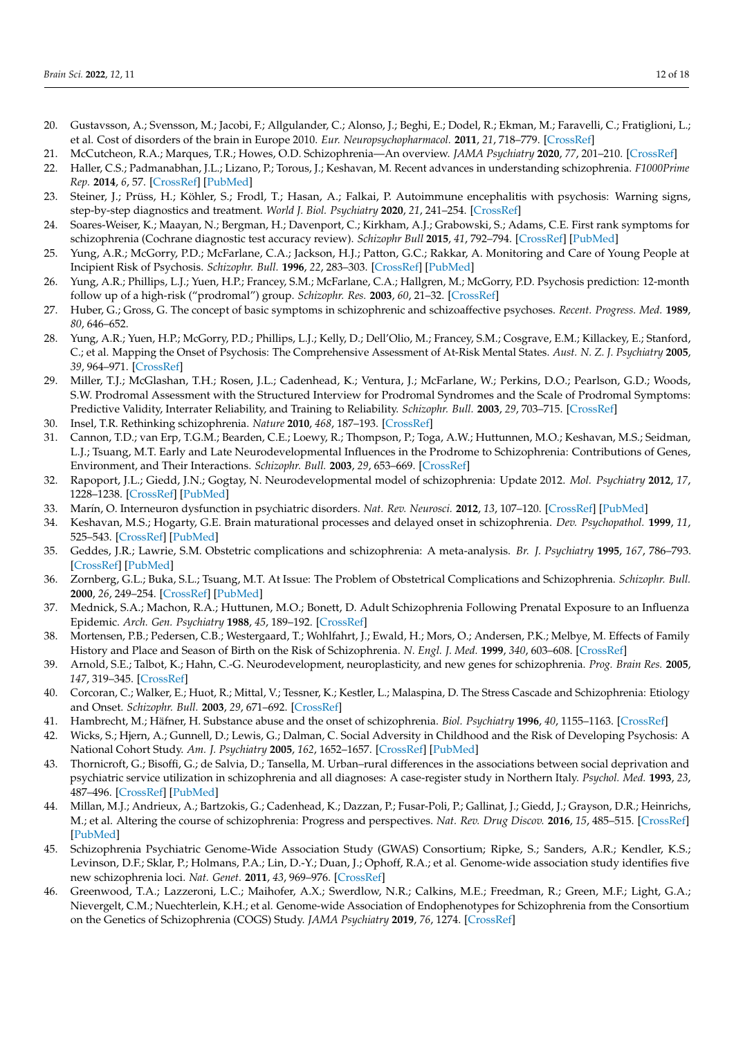20. Gustavsson, A.; Svensson, M.; Jacobi, F.; Allgulander, C.; Alonso, J.; Beghi, E.; Dodel, R.; Ekman, M.; Faravelli, C.; Fratiglioni, L.; et al. Cost of disorders of the brain in Europe 2010. *Eur. Neuropsychopharmacol.* **2011**, *21*, 718–779. [CrossRef]
21. McCutcheon, R.A.; Marques, T.R.; Howes, O.D. Schizophrenia—An overview. *JAMA Psychiatry* **2020**, *77*, 201–210. [CrossRef]
22. Haller, C.S.; Padmanabhan, J.L.; Lizano, P.; Torous, J.; Keshavan, M. Recent advances in understanding schizophrenia. *F1000Prime Rep.* **2014**, *6*, 57. [CrossRef] [PubMed]
23. Steiner, J.; Prüss, H.; Köhler, S.; Frodl, T.; Hasan, A.; Falkai, P. Autoimmune encephalitis with psychosis: Warning signs, step-by-step diagnostics and treatment. *World J. Biol. Psychiatry* **2020**, *21*, 241–254. [CrossRef]
24. Soares-Weiser, K.; Maayan, N.; Bergman, H.; Davenport, C.; Kirkham, A.J.; Grabowski, S.; Adams, C.E. First rank symptoms for schizophrenia (Cochrane diagnostic test accuracy review). *Schizophr Bull* **2015**, *41*, 792–794. [CrossRef] [PubMed]
25. Yung, A.R.; McGorry, P.D.; McFarlane, C.A.; Jackson, H.J.; Patton, G.C.; Rakkar, A. Monitoring and Care of Young People at Incipient Risk of Psychosis. *Schizophr. Bull.* **1996**, *22*, 283–303. [CrossRef] [PubMed]
26. Yung, A.R.; Phillips, L.J.; Yuen, H.P.; Francey, S.M.; McFarlane, C.A.; Hallgren, M.; McGorry, P.D. Psychosis prediction: 12-month follow up of a high-risk ("prodromal") group. *Schizophr. Res.* **2003**, *60*, 21–32. [CrossRef]
27. Huber, G.; Gross, G. The concept of basic symptoms in schizophrenic and schizoaffective psychoses. *Recent. Progress. Med.* **1989**, *80*, 646–652.
28. Yung, A.R.; Yuen, H.P.; McGorry, P.D.; Phillips, L.J.; Kelly, D.; Dell'Olio, M.; Francey, S.M.; Cosgrave, E.M.; Killackey, E.; Stanford, C.; et al. Mapping the Onset of Psychosis: The Comprehensive Assessment of At-Risk Mental States. *Aust. N. Z. J. Psychiatry* **2005**, *39*, 964–971. [CrossRef]
29. Miller, T.J.; McGlashan, T.H.; Rosen, J.L.; Cadenhead, K.; Ventura, J.; McFarlane, W.; Perkins, D.O.; Pearlson, G.D.; Woods, S.W. Prodromal Assessment with the Structured Interview for Prodromal Syndromes and the Scale of Prodromal Symptoms: Predictive Validity, Interrater Reliability, and Training to Reliability. *Schizophr. Bull.* **2003**, *29*, 703–715. [CrossRef]
30. Insel, T.R. Rethinking schizophrenia. *Nature* **2010**, *468*, 187–193. [CrossRef]
31. Cannon, T.D.; van Erp, T.G.M.; Bearden, C.E.; Loewy, R.; Thompson, P.; Toga, A.W.; Huttunnen, M.O.; Keshavan, M.S.; Seidman, L.J.; Tsuang, M.T. Early and Late Neurodevelopmental Influences in the Prodrome to Schizophrenia: Contributions of Genes, Environment, and Their Interactions. *Schizophr. Bull.* **2003**, *29*, 653–669. [CrossRef]
32. Rapoport, J.L.; Giedd, J.N.; Gogtay, N. Neurodevelopmental model of schizophrenia: Update 2012. *Mol. Psychiatry* **2012**, *17*, 1228–1238. [CrossRef] [PubMed]
33. Marín, O. Interneuron dysfunction in psychiatric disorders. *Nat. Rev. Neurosci.* **2012**, *13*, 107–120. [CrossRef] [PubMed]
34. Keshavan, M.S.; Hogarty, G.E. Brain maturational processes and delayed onset in schizophrenia. *Dev. Psychopathol.* **1999**, *11*, 525–543. [CrossRef] [PubMed]
35. Geddes, J.R.; Lawrie, S.M. Obstetric complications and schizophrenia: A meta-analysis. *Br. J. Psychiatry* **1995**, *167*, 786–793. [CrossRef] [PubMed]
36. Zornberg, G.L.; Buka, S.L.; Tsuang, M.T. At Issue: The Problem of Obstetrical Complications and Schizophrenia. *Schizophr. Bull.* **2000**, *26*, 249–254. [CrossRef] [PubMed]
37. Mednick, S.A.; Machon, R.A.; Huttunen, M.O.; Bonett, D. Adult Schizophrenia Following Prenatal Exposure to an Influenza Epidemic. *Arch. Gen. Psychiatry* **1988**, *45*, 189–192. [CrossRef]
38. Mortensen, P.B.; Pedersen, C.B.; Westergaard, T.; Wohlfahrt, J.; Ewald, H.; Mors, O.; Andersen, P.K.; Melbye, M. Effects of Family History and Place and Season of Birth on the Risk of Schizophrenia. *N. Engl. J. Med.* **1999**, *340*, 603–608. [CrossRef]
39. Arnold, S.E.; Talbot, K.; Hahn, C.-G. Neurodevelopment, neuroplasticity, and new genes for schizophrenia. *Prog. Brain Res.* **2005**, *147*, 319–345. [CrossRef]
40. Corcoran, C.; Walker, E.; Huot, R.; Mittal, V.; Tessner, K.; Kestler, L.; Malaspina, D. The Stress Cascade and Schizophrenia: Etiology and Onset. *Schizophr. Bull.* **2003**, *29*, 671–692. [CrossRef]
41. Hambrecht, M.; Häfner, H. Substance abuse and the onset of schizophrenia. *Biol. Psychiatry* **1996**, *40*, 1155–1163. [CrossRef]
42. Wicks, S.; Hjern, A.; Gunnell, D.; Lewis, G.; Dalman, C. Social Adversity in Childhood and the Risk of Developing Psychosis: A National Cohort Study. *Am. J. Psychiatry* **2005**, *162*, 1652–1657. [CrossRef] [PubMed]
43. Thornicroft, G.; Bisoffi, G.; de Salvia, D.; Tansella, M. Urban–rural differences in the associations between social deprivation and psychiatric service utilization in schizophrenia and all diagnoses: A case-register study in Northern Italy. *Psychol. Med.* **1993**, *23*, 487–496. [CrossRef] [PubMed]
44. Millan, M.J.; Andrieux, A.; Bartzokis, G.; Cadenhead, K.; Dazzan, P.; Fusar-Poli, P.; Gallinat, J.; Giedd, J.; Grayson, D.R.; Heinrichs, M.; et al. Altering the course of schizophrenia: Progress and perspectives. *Nat. Rev. Drug Discov.* **2016**, *15*, 485–515. [CrossRef] [PubMed]
45. Schizophrenia Psychiatric Genome-Wide Association Study (GWAS) Consortium; Ripke, S.; Sanders, A.R.; Kendler, K.S.; Levinson, D.F.; Sklar, P.; Holmans, P.A.; Lin, D.-Y.; Duan, J.; Ophoff, R.A.; et al. Genome-wide association study identifies five new schizophrenia loci. *Nat. Genet.* **2011**, *43*, 969–976. [CrossRef]
46. Greenwood, T.A.; Lazzeroni, L.C.; Maihofer, A.X.; Swerdlow, N.R.; Calkins, M.E.; Freedman, R.; Green, M.F.; Light, G.A.; Nievergelt, C.M.; Nuechterlein, K.H.; et al. Genome-wide Association of Endophenotypes for Schizophrenia from the Consortium on the Genetics of Schizophrenia (COGS) Study. *JAMA Psychiatry* **2019**, *76*, 1274. [CrossRef]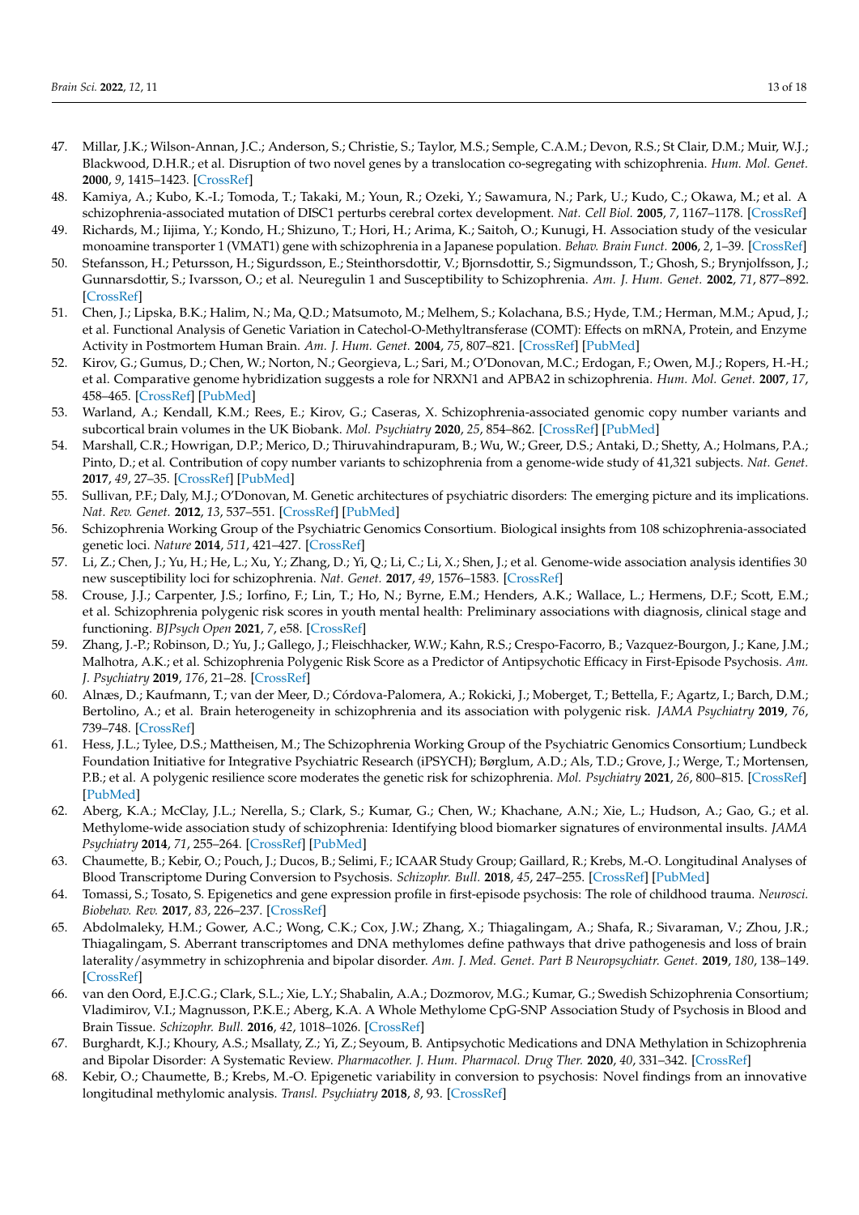47. Millar, J.K.; Wilson-Annan, J.C.; Anderson, S.; Christie, S.; Taylor, M.S.; Semple, C.A.M.; Devon, R.S.; St Clair, D.M.; Muir, W.J.; Blackwood, D.H.R.; et al. Disruption of two novel genes by a translocation co-segregating with schizophrenia. *Hum. Mol. Genet.* **2000**, *9*, 1415–1423. [CrossRef]
48. Kamiya, A.; Kubo, K.-I.; Tomoda, T.; Takaki, M.; Youn, R.; Ozeki, Y.; Sawamura, N.; Park, U.; Kudo, C.; Okawa, M.; et al. A schizophrenia-associated mutation of DISC1 perturbs cerebral cortex development. *Nat. Cell Biol.* **2005**, *7*, 1167–1178. [CrossRef]
49. Richards, M.; Iijima, Y.; Kondo, H.; Shizuno, T.; Hori, H.; Arima, K.; Saitoh, O.; Kunugi, H. Association study of the vesicular monoamine transporter 1 (VMAT1) gene with schizophrenia in a Japanese population. *Behav. Brain Funct.* **2006**, *2*, 1–39. [CrossRef]
50. Stefansson, H.; Petursson, H.; Sigurdsson, E.; Steinthorsdottir, V.; Bjornsdottir, S.; Sigmundsson, T.; Ghosh, S.; Brynjolfsson, J.; Gunnarsdottir, S.; Ivarsson, O.; et al. Neuregulin 1 and Susceptibility to Schizophrenia. *Am. J. Hum. Genet.* **2002**, *71*, 877–892. [CrossRef]
51. Chen, J.; Lipska, B.K.; Halim, N.; Ma, Q.D.; Matsumoto, M.; Melhem, S.; Kolachana, B.S.; Hyde, T.M.; Herman, M.M.; Apud, J.; et al. Functional Analysis of Genetic Variation in Catechol-O-Methyltransferase (COMT): Effects on mRNA, Protein, and Enzyme Activity in Postmortem Human Brain. *Am. J. Hum. Genet.* **2004**, *75*, 807–821. [CrossRef] [PubMed]
52. Kirov, G.; Gumus, D.; Chen, W.; Norton, N.; Georgieva, L.; Sari, M.; O'Donovan, M.C.; Erdogan, F.; Owen, M.J.; Ropers, H.-H.; et al. Comparative genome hybridization suggests a role for NRXN1 and APBA2 in schizophrenia. *Hum. Mol. Genet.* **2007**, *17*, 458–465. [CrossRef] [PubMed]
53. Warland, A.; Kendall, K.M.; Rees, E.; Kirov, G.; Caseras, X. Schizophrenia-associated genomic copy number variants and subcortical brain volumes in the UK Biobank. *Mol. Psychiatry* **2020**, *25*, 854–862. [CrossRef] [PubMed]
54. Marshall, C.R.; Howrigan, D.P.; Merico, D.; Thiruvahindrapuram, B.; Wu, W.; Greer, D.S.; Antaki, D.; Shetty, A.; Holmans, P.A.; Pinto, D.; et al. Contribution of copy number variants to schizophrenia from a genome-wide study of 41,321 subjects. *Nat. Genet.* **2017**, *49*, 27–35. [CrossRef] [PubMed]
55. Sullivan, P.F.; Daly, M.J.; O'Donovan, M. Genetic architectures of psychiatric disorders: The emerging picture and its implications. *Nat. Rev. Genet.* **2012**, *13*, 537–551. [CrossRef] [PubMed]
56. Schizophrenia Working Group of the Psychiatric Genomics Consortium. Biological insights from 108 schizophrenia-associated genetic loci. *Nature* **2014**, *511*, 421–427. [CrossRef]
57. Li, Z.; Chen, J.; Yu, H.; He, L.; Xu, Y.; Zhang, D.; Yi, Q.; Li, C.; Li, X.; Shen, J.; et al. Genome-wide association analysis identifies 30 new susceptibility loci for schizophrenia. *Nat. Genet.* **2017**, *49*, 1576–1583. [CrossRef]
58. Crouse, J.J.; Carpenter, J.S.; Iorfino, F.; Lin, T.; Ho, N.; Byrne, E.M.; Henders, A.K.; Wallace, L.; Hermens, D.F.; Scott, E.M.; et al. Schizophrenia polygenic risk scores in youth mental health: Preliminary associations with diagnosis, clinical stage and functioning. *BJPsych Open* **2021**, *7*, e58. [CrossRef]
59. Zhang, J.-P.; Robinson, D.; Yu, J.; Gallego, J.; Fleischhacker, W.W.; Kahn, R.S.; Crespo-Facorro, B.; Vazquez-Bourgon, J.; Kane, J.M.; Malhotra, A.K.; et al. Schizophrenia Polygenic Risk Score as a Predictor of Antipsychotic Efficacy in First-Episode Psychosis. *Am. J. Psychiatry* **2019**, *176*, 21–28. [CrossRef]
60. Alnæs, D.; Kaufmann, T.; van der Meer, D.; Córdova-Palomera, A.; Rokicki, J.; Moberget, T.; Bettella, F.; Agartz, I.; Barch, D.M.; Bertolino, A.; et al. Brain heterogeneity in schizophrenia and its association with polygenic risk. *JAMA Psychiatry* **2019**, *76*, 739–748. [CrossRef]
61. Hess, J.L.; Tylee, D.S.; Mattheisen, M.; The Schizophrenia Working Group of the Psychiatric Genomics Consortium; Lundbeck Foundation Initiative for Integrative Psychiatric Research (iPSYCH); Børglum, A.D.; Als, T.D.; Grove, J.; Werge, T.; Mortensen, P.B.; et al. A polygenic resilience score moderates the genetic risk for schizophrenia. *Mol. Psychiatry* **2021**, *26*, 800–815. [CrossRef] [PubMed]
62. Aberg, K.A.; McClay, J.L.; Nerella, S.; Clark, S.; Kumar, G.; Chen, W.; Khachane, A.N.; Xie, L.; Hudson, A.; Gao, G.; et al. Methylome-wide association study of schizophrenia: Identifying blood biomarker signatures of environmental insults. *JAMA Psychiatry* **2014**, *71*, 255–264. [CrossRef] [PubMed]
63. Chaumette, B.; Kebir, O.; Pouch, J.; Ducos, B.; Selimi, F.; ICAAR Study Group; Gaillard, R.; Krebs, M.-O. Longitudinal Analyses of Blood Transcriptome During Conversion to Psychosis. *Schizophr. Bull.* **2018**, *45*, 247–255. [CrossRef] [PubMed]
64. Tomassi, S.; Tosato, S. Epigenetics and gene expression profile in first-episode psychosis: The role of childhood trauma. *Neurosci. Biobehav. Rev.* **2017**, *83*, 226–237. [CrossRef]
65. Abdolmaleky, H.M.; Gower, A.C.; Wong, C.K.; Cox, J.W.; Zhang, X.; Thiagalingam, A.; Shafa, R.; Sivaraman, V.; Zhou, J.R.; Thiagalingam, S. Aberrant transcriptomes and DNA methylomes define pathways that drive pathogenesis and loss of brain laterality/asymmetry in schizophrenia and bipolar disorder. *Am. J. Med. Genet. Part B Neuropsychiatr. Genet.* **2019**, *180*, 138–149. [CrossRef]
66. van den Oord, E.J.C.G.; Clark, S.L.; Xie, L.Y.; Shabalin, A.A.; Dozmorov, M.G.; Kumar, G.; Swedish Schizophrenia Consortium; Vladimirov, V.I.; Magnusson, P.K.E.; Aberg, K.A. A Whole Methylome CpG-SNP Association Study of Psychosis in Blood and Brain Tissue. *Schizophr. Bull.* **2016**, *42*, 1018–1026. [CrossRef]
67. Burghardt, K.J.; Khoury, A.S.; Msallaty, Z.; Yi, Z.; Seyoum, B. Antipsychotic Medications and DNA Methylation in Schizophrenia and Bipolar Disorder: A Systematic Review. *Pharmacother. J. Hum. Pharmacol. Drug Ther.* **2020**, *40*, 331–342. [CrossRef]
68. Kebir, O.; Chaumette, B.; Krebs, M.-O. Epigenetic variability in conversion to psychosis: Novel findings from an innovative longitudinal methylomic analysis. *Transl. Psychiatry* **2018**, *8*, 93. [CrossRef]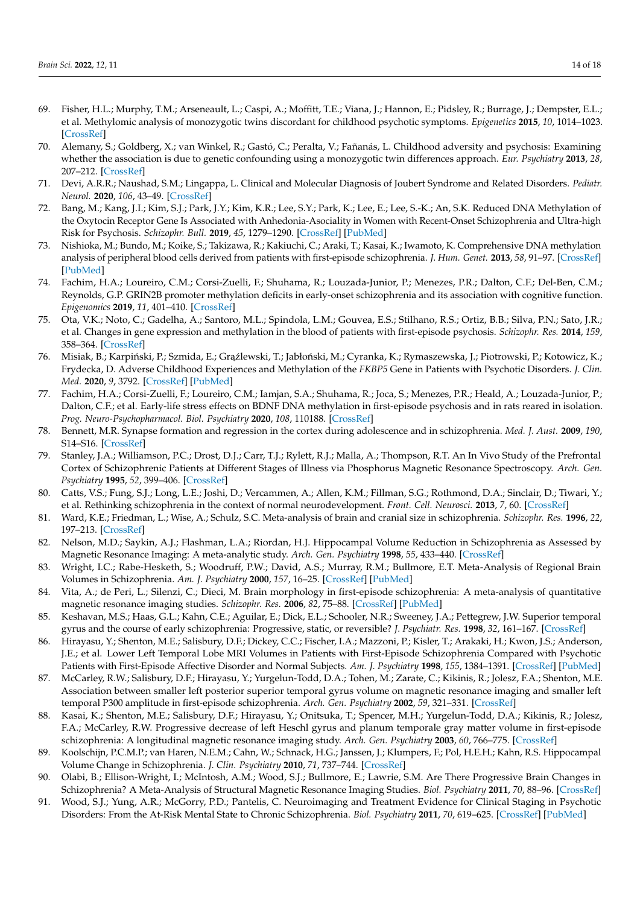69. Fisher, H.L.; Murphy, T.M.; Arseneault, L.; Caspi, A.; Moffitt, T.E.; Viana, J.; Hannon, E.; Pidsley, R.; Burrage, J.; Dempster, E.L.; et al. Methylomic analysis of monozygotic twins discordant for childhood psychotic symptoms. *Epigenetics* **2015**, *10*, 1014–1023. [CrossRef]
70. Alemany, S.; Goldberg, X.; van Winkel, R.; Gastó, C.; Peralta, V.; Fañanás, L. Childhood adversity and psychosis: Examining whether the association is due to genetic confounding using a monozygotic twin differences approach. *Eur. Psychiatry* **2013**, *28*, 207–212. [CrossRef]
71. Devi, A.R.R.; Naushad, S.M.; Lingappa, L. Clinical and Molecular Diagnosis of Joubert Syndrome and Related Disorders. *Pediatr. Neurol.* **2020**, *106*, 43–49. [CrossRef]
72. Bang, M.; Kang, J.I.; Kim, S.J.; Park, J.Y.; Kim, K.R.; Lee, S.Y.; Park, K.; Lee, E.; Lee, S.-K.; An, S.K. Reduced DNA Methylation of the Oxytocin Receptor Gene Is Associated with Anhedonia-Asociality in Women with Recent-Onset Schizophrenia and Ultra-high Risk for Psychosis. *Schizophr. Bull.* **2019**, *45*, 1279–1290. [CrossRef] [PubMed]
73. Nishioka, M.; Bundo, M.; Koike, S.; Takizawa, R.; Kakiuchi, C.; Araki, T.; Kasai, K.; Iwamoto, K. Comprehensive DNA methylation analysis of peripheral blood cells derived from patients with first-episode schizophrenia. *J. Hum. Genet.* **2013**, *58*, 91–97. [CrossRef] [PubMed]
74. Fachim, H.A.; Loureiro, C.M.; Corsi-Zuelli, F.; Shuhama, R.; Louzada-Junior, P.; Menezes, P.R.; Dalton, C.F.; Del-Ben, C.M.; Reynolds, G.P. GRIN2B promoter methylation deficits in early-onset schizophrenia and its association with cognitive function. *Epigenomics* **2019**, *11*, 401–410. [CrossRef]
75. Ota, V.K.; Noto, C.; Gadelha, A.; Santoro, M.L.; Spindola, L.M.; Gouvea, E.S.; Stilhano, R.S.; Ortiz, B.B.; Silva, P.N.; Sato, J.R.; et al. Changes in gene expression and methylation in the blood of patients with first-episode psychosis. *Schizophr. Res.* **2014**, *159*, 358–364. [CrossRef]
76. Misiak, B.; Karpiński, P.; Szmida, E.; Grąźlewski, T.; Jabłoński, M.; Cyranka, K.; Rymaszewska, J.; Piotrowski, P.; Kotowicz, K.; Frydecka, D. Adverse Childhood Experiences and Methylation of the *FKBP5* Gene in Patients with Psychotic Disorders. *J. Clin. Med.* **2020**, *9*, 3792. [CrossRef] [PubMed]
77. Fachim, H.A.; Corsi-Zuelli, F.; Loureiro, C.M.; Iamjan, S.A.; Shuhama, R.; Joca, S.; Menezes, P.R.; Heald, A.; Louzada-Junior, P.; Dalton, C.F.; et al. Early-life stress effects on BDNF DNA methylation in first-episode psychosis and in rats reared in isolation. *Prog. Neuro-Psychopharmacol. Biol. Psychiatry* **2020**, *108*, 110188. [CrossRef]
78. Bennett, M.R. Synapse formation and regression in the cortex during adolescence and in schizophrenia. *Med. J. Aust.* **2009**, *190*, S14–S16. [CrossRef]
79. Stanley, J.A.; Williamson, P.C.; Drost, D.J.; Carr, T.J.; Rylett, R.J.; Malla, A.; Thompson, R.T. An In Vivo Study of the Prefrontal Cortex of Schizophrenic Patients at Different Stages of Illness via Phosphorus Magnetic Resonance Spectroscopy. *Arch. Gen. Psychiatry* **1995**, *52*, 399–406. [CrossRef]
80. Catts, V.S.; Fung, S.J.; Long, L.E.; Joshi, D.; Vercammen, A.; Allen, K.M.; Fillman, S.G.; Rothmond, D.A.; Sinclair, D.; Tiwari, Y.; et al. Rethinking schizophrenia in the context of normal neurodevelopment. *Front. Cell. Neurosci.* **2013**, *7*, 60. [CrossRef]
81. Ward, K.E.; Friedman, L.; Wise, A.; Schulz, S.C. Meta-analysis of brain and cranial size in schizophrenia. *Schizophr. Res.* **1996**, *22*, 197–213. [CrossRef]
82. Nelson, M.D.; Saykin, A.J.; Flashman, L.A.; Riordan, H.J. Hippocampal Volume Reduction in Schizophrenia as Assessed by Magnetic Resonance Imaging: A meta-analytic study. *Arch. Gen. Psychiatry* **1998**, *55*, 433–440. [CrossRef]
83. Wright, I.C.; Rabe-Hesketh, S.; Woodruff, P.W.; David, A.S.; Murray, R.M.; Bullmore, E.T. Meta-Analysis of Regional Brain Volumes in Schizophrenia. *Am. J. Psychiatry* **2000**, *157*, 16–25. [CrossRef] [PubMed]
84. Vita, A.; de Peri, L.; Silenzi, C.; Dieci, M. Brain morphology in first-episode schizophrenia: A meta-analysis of quantitative magnetic resonance imaging studies. *Schizophr. Res.* **2006**, *82*, 75–88. [CrossRef] [PubMed]
85. Keshavan, M.S.; Haas, G.L.; Kahn, C.E.; Aguilar, E.; Dick, E.L.; Schooler, N.R.; Sweeney, J.A.; Pettegrew, J.W. Superior temporal gyrus and the course of early schizophrenia: Progressive, static, or reversible? *J. Psychiatr. Res.* **1998**, *32*, 161–167. [CrossRef]
86. Hirayasu, Y.; Shenton, M.E.; Salisbury, D.F.; Dickey, C.C.; Fischer, I.A.; Mazzoni, P.; Kisler, T.; Arakaki, H.; Kwon, J.S.; Anderson, J.E.; et al. Lower Left Temporal Lobe MRI Volumes in Patients with First-Episode Schizophrenia Compared with Psychotic Patients with First-Episode Affective Disorder and Normal Subjects. *Am. J. Psychiatry* **1998**, *155*, 1384–1391. [CrossRef] [PubMed]
87. McCarley, R.W.; Salisbury, D.F.; Hirayasu, Y.; Yurgelun-Todd, D.A.; Tohen, M.; Zarate, C.; Kikinis, R.; Jolesz, F.A.; Shenton, M.E. Association between smaller left posterior superior temporal gyrus volume on magnetic resonance imaging and smaller left temporal P300 amplitude in first-episode schizophrenia. *Arch. Gen. Psychiatry* **2002**, *59*, 321–331. [CrossRef]
88. Kasai, K.; Shenton, M.E.; Salisbury, D.F.; Hirayasu, Y.; Onitsuka, T.; Spencer, M.H.; Yurgelun-Todd, D.A.; Kikinis, R.; Jolesz, F.A.; McCarley, R.W. Progressive decrease of left Heschl gyrus and planum temporale gray matter volume in first-episode schizophrenia: A longitudinal magnetic resonance imaging study. *Arch. Gen. Psychiatry* **2003**, *60*, 766–775. [CrossRef]
89. Koolschijn, P.C.M.P.; van Haren, N.E.M.; Cahn, W.; Schnack, H.G.; Janssen, J.; Klumpers, F.; Pol, H.E.H.; Kahn, R.S. Hippocampal Volume Change in Schizophrenia. *J. Clin. Psychiatry* **2010**, *71*, 737–744. [CrossRef]
90. Olabi, B.; Ellison-Wright, I.; McIntosh, A.M.; Wood, S.J.; Bullmore, E.; Lawrie, S.M. Are There Progressive Brain Changes in Schizophrenia? A Meta-Analysis of Structural Magnetic Resonance Imaging Studies. *Biol. Psychiatry* **2011**, *70*, 88–96. [CrossRef]
91. Wood, S.J.; Yung, A.R.; McGorry, P.D.; Pantelis, C. Neuroimaging and Treatment Evidence for Clinical Staging in Psychotic Disorders: From the At-Risk Mental State to Chronic Schizophrenia. *Biol. Psychiatry* **2011**, *70*, 619–625. [CrossRef] [PubMed]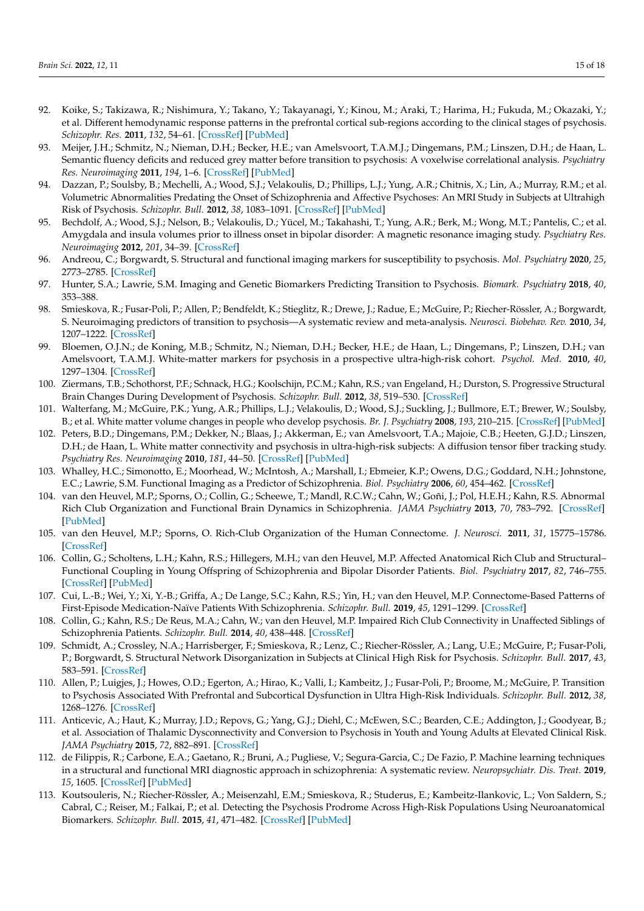92. Koike, S.; Takizawa, R.; Nishimura, Y.; Takano, Y.; Takayanagi, Y.; Kinou, M.; Araki, T.; Harima, H.; Fukuda, M.; Okazaki, Y.; et al. Different hemodynamic response patterns in the prefrontal cortical sub-regions according to the clinical stages of psychosis. *Schizophr. Res.* **2011**, *132*, 54–61. [CrossRef] [PubMed]
93. Meijer, J.H.; Schmitz, N.; Nieman, D.H.; Becker, H.E.; van Amelsvoort, T.A.M.J.; Dingemans, P.M.; Linszen, D.H.; de Haan, L. Semantic fluency deficits and reduced grey matter before transition to psychosis: A voxelwise correlational analysis. *Psychiatry Res. Neuroimaging* **2011**, *194*, 1–6. [CrossRef] [PubMed]
94. Dazzan, P.; Soulsby, B.; Mechelli, A.; Wood, S.J.; Velakoulis, D.; Phillips, L.J.; Yung, A.R.; Chitnis, X.; Lin, A.; Murray, R.M.; et al. Volumetric Abnormalities Predating the Onset of Schizophrenia and Affective Psychoses: An MRI Study in Subjects at Ultrahigh Risk of Psychosis. *Schizophr. Bull.* **2012**, *38*, 1083–1091. [CrossRef] [PubMed]
95. Bechdolf, A.; Wood, S.J.; Nelson, B.; Velakoulis, D.; Yücel, M.; Takahashi, T.; Yung, A.R.; Berk, M.; Wong, M.T.; Pantelis, C.; et al. Amygdala and insula volumes prior to illness onset in bipolar disorder: A magnetic resonance imaging study. *Psychiatry Res. Neuroimaging* **2012**, *201*, 34–39. [CrossRef]
96. Andreou, C.; Borgwardt, S. Structural and functional imaging markers for susceptibility to psychosis. *Mol. Psychiatry* **2020**, *25*, 2773–2785. [CrossRef]
97. Hunter, S.A.; Lawrie, S.M. Imaging and Genetic Biomarkers Predicting Transition to Psychosis. *Biomark. Psychiatry* **2018**, *40*, 353–388.
98. Smieskova, R.; Fusar-Poli, P.; Allen, P.; Bendfeldt, K.; Stieglitz, R.; Drewe, J.; Radue, E.; McGuire, P.; Riecher-Rössler, A.; Borgwardt, S. Neuroimaging predictors of transition to psychosis—A systematic review and meta-analysis. *Neurosci. Biobehav. Rev.* **2010**, *34*, 1207–1222. [CrossRef]
99. Bloemen, O.J.N.; de Koning, M.B.; Schmitz, N.; Nieman, D.H.; Becker, H.E.; de Haan, L.; Dingemans, P.; Linszen, D.H.; van Amelsvoort, T.A.M.J. White-matter markers for psychosis in a prospective ultra-high-risk cohort. *Psychol. Med.* **2010**, *40*, 1297–1304. [CrossRef]
100. Ziermans, T.B.; Schothorst, P.F.; Schnack, H.G.; Koolschijn, P.C.M.; Kahn, R.S.; van Engeland, H.; Durston, S. Progressive Structural Brain Changes During Development of Psychosis. *Schizophr. Bull.* **2012**, *38*, 519–530. [CrossRef]
101. Walterfang, M.; McGuire, P.K.; Yung, A.R.; Phillips, L.J.; Velakoulis, D.; Wood, S.J.; Suckling, J.; Bullmore, E.T.; Brewer, W.; Soulsby, B.; et al. White matter volume changes in people who develop psychosis. *Br. J. Psychiatry* **2008**, *193*, 210–215. [CrossRef] [PubMed]
102. Peters, B.D.; Dingemans, P.M.; Dekker, N.; Blaas, J.; Akkerman, E.; van Amelsvoort, T.A.; Majoie, C.B.; Heeten, G.J.D.; Linszen, D.H.; de Haan, L. White matter connectivity and psychosis in ultra-high-risk subjects: A diffusion tensor fiber tracking study. *Psychiatry Res. Neuroimaging* **2010**, *181*, 44–50. [CrossRef] [PubMed]
103. Whalley, H.C.; Simonotto, E.; Moorhead, W.; McIntosh, A.; Marshall, I.; Ebmeier, K.P.; Owens, D.G.; Goddard, N.H.; Johnstone, E.C.; Lawrie, S.M. Functional Imaging as a Predictor of Schizophrenia. *Biol. Psychiatry* **2006**, *60*, 454–462. [CrossRef]
104. van den Heuvel, M.P.; Sporns, O.; Collin, G.; Scheewe, T.; Mandl, R.C.W.; Cahn, W.; Goñi, J.; Pol, H.E.H.; Kahn, R.S. Abnormal Rich Club Organization and Functional Brain Dynamics in Schizophrenia. *JAMA Psychiatry* **2013**, *70*, 783–792. [CrossRef] [PubMed]
105. van den Heuvel, M.P.; Sporns, O. Rich-Club Organization of the Human Connectome. *J. Neurosci.* **2011**, *31*, 15775–15786. [CrossRef]
106. Collin, G.; Scholtens, L.H.; Kahn, R.S.; Hillegers, M.H.; van den Heuvel, M.P. Affected Anatomical Rich Club and Structural–Functional Coupling in Young Offspring of Schizophrenia and Bipolar Disorder Patients. *Biol. Psychiatry* **2017**, *82*, 746–755. [CrossRef] [PubMed]
107. Cui, L.-B.; Wei, Y.; Xi, Y.-B.; Griffa, A.; De Lange, S.C.; Kahn, R.S.; Yin, H.; van den Heuvel, M.P. Connectome-Based Patterns of First-Episode Medication-Naïve Patients With Schizophrenia. *Schizophr. Bull.* **2019**, *45*, 1291–1299. [CrossRef]
108. Collin, G.; Kahn, R.S.; De Reus, M.A.; Cahn, W.; van den Heuvel, M.P. Impaired Rich Club Connectivity in Unaffected Siblings of Schizophrenia Patients. *Schizophr. Bull.* **2014**, *40*, 438–448. [CrossRef]
109. Schmidt, A.; Crossley, N.A.; Harrisberger, F.; Smieskova, R.; Lenz, C.; Riecher-Rössler, A.; Lang, U.E.; McGuire, P.; Fusar-Poli, P.; Borgwardt, S. Structural Network Disorganization in Subjects at Clinical High Risk for Psychosis. *Schizophr. Bull.* **2017**, *43*, 583–591. [CrossRef]
110. Allen, P.; Luigjes, J.; Howes, O.D.; Egerton, A.; Hirao, K.; Valli, I.; Kambeitz, J.; Fusar-Poli, P.; Broome, M.; McGuire, P. Transition to Psychosis Associated With Prefrontal and Subcortical Dysfunction in Ultra High-Risk Individuals. *Schizophr. Bull.* **2012**, *38*, 1268–1276. [CrossRef]
111. Anticevic, A.; Haut, K.; Murray, J.D.; Repovs, G.; Yang, G.J.; Diehl, C.; McEwen, S.C.; Bearden, C.E.; Addington, J.; Goodyear, B.; et al. Association of Thalamic Dysconnectivity and Conversion to Psychosis in Youth and Young Adults at Elevated Clinical Risk. *JAMA Psychiatry* **2015**, *72*, 882–891. [CrossRef]
112. de Filippis, R.; Carbone, E.A.; Gaetano, R.; Bruni, A.; Pugliese, V.; Segura-Garcia, C.; De Fazio, P. Machine learning techniques in a structural and functional MRI diagnostic approach in schizophrenia: A systematic review. *Neuropsychiatr. Dis. Treat.* **2019**, *15*, 1605. [CrossRef] [PubMed]
113. Koutsouleris, N.; Riecher-Rössler, A.; Meisenzahl, E.M.; Smieskova, R.; Studerus, E.; Kambeitz-Ilankovic, L.; Von Saldern, S.; Cabral, C.; Reiser, M.; Falkai, P.; et al. Detecting the Psychosis Prodrome Across High-Risk Populations Using Neuroanatomical Biomarkers. *Schizophr. Bull.* **2015**, *41*, 471–482. [CrossRef] [PubMed]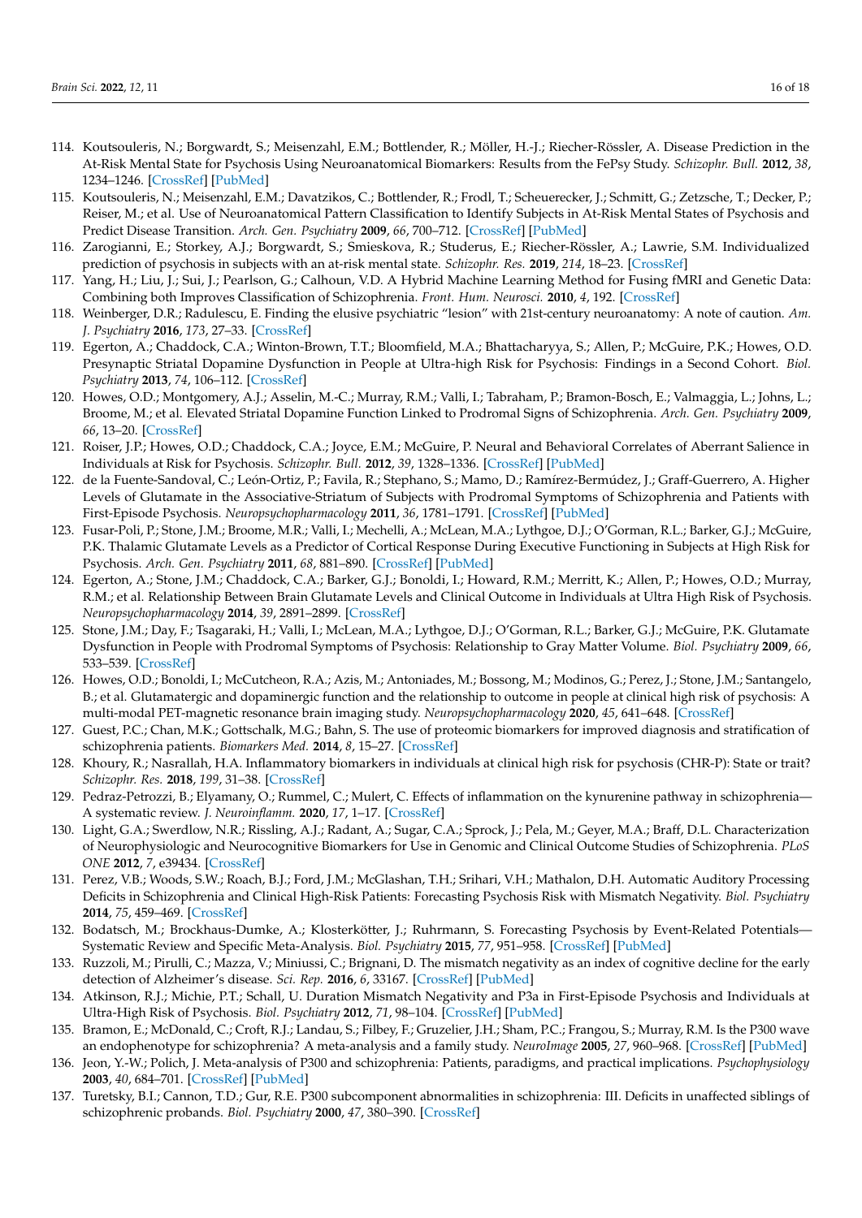114. Koutsouleris, N.; Borgwardt, S.; Meisenzahl, E.M.; Bottlender, R.; Möller, H.-J.; Riecher-Rössler, A. Disease Prediction in the At-Risk Mental State for Psychosis Using Neuroanatomical Biomarkers: Results from the FePsy Study. *Schizophr. Bull.* **2012**, *38*, 1234–1246. [CrossRef] [PubMed]
115. Koutsouleris, N.; Meisenzahl, E.M.; Davatzikos, C.; Bottlender, R.; Frodl, T.; Scheuerecker, J.; Schmitt, G.; Zetzsche, T.; Decker, P.; Reiser, M.; et al. Use of Neuroanatomical Pattern Classification to Identify Subjects in At-Risk Mental States of Psychosis and Predict Disease Transition. *Arch. Gen. Psychiatry* **2009**, *66*, 700–712. [CrossRef] [PubMed]
116. Zarogianni, E.; Storkey, A.J.; Borgwardt, S.; Smieskova, R.; Studerus, E.; Riecher-Rössler, A.; Lawrie, S.M. Individualized prediction of psychosis in subjects with an at-risk mental state. *Schizophr. Res.* **2019**, *214*, 18–23. [CrossRef]
117. Yang, H.; Liu, J.; Sui, J.; Pearlson, G.; Calhoun, V.D. A Hybrid Machine Learning Method for Fusing fMRI and Genetic Data: Combining both Improves Classification of Schizophrenia. *Front. Hum. Neurosci.* **2010**, *4*, 192. [CrossRef]
118. Weinberger, D.R.; Radulescu, E. Finding the elusive psychiatric "lesion" with 21st-century neuroanatomy: A note of caution. *Am. J. Psychiatry* **2016**, *173*, 27–33. [CrossRef]
119. Egerton, A.; Chaddock, C.A.; Winton-Brown, T.T.; Bloomfield, M.A.; Bhattacharyya, S.; Allen, P.; McGuire, P.K.; Howes, O.D. Presynaptic Striatal Dopamine Dysfunction in People at Ultra-high Risk for Psychosis: Findings in a Second Cohort. *Biol. Psychiatry* **2013**, *74*, 106–112. [CrossRef]
120. Howes, O.D.; Montgomery, A.J.; Asselin, M.-C.; Murray, R.M.; Valli, I.; Tabraham, P.; Bramon-Bosch, E.; Valmaggia, L.; Johns, L.; Broome, M.; et al. Elevated Striatal Dopamine Function Linked to Prodromal Signs of Schizophrenia. *Arch. Gen. Psychiatry* **2009**, *66*, 13–20. [CrossRef]
121. Roiser, J.P.; Howes, O.D.; Chaddock, C.A.; Joyce, E.M.; McGuire, P. Neural and Behavioral Correlates of Aberrant Salience in Individuals at Risk for Psychosis. *Schizophr. Bull.* **2012**, *39*, 1328–1336. [CrossRef] [PubMed]
122. de la Fuente-Sandoval, C.; León-Ortiz, P.; Favila, R.; Stephano, S.; Mamo, D.; Ramírez-Bermúdez, J.; Graff-Guerrero, A. Higher Levels of Glutamate in the Associative-Striatum of Subjects with Prodromal Symptoms of Schizophrenia and Patients with First-Episode Psychosis. *Neuropsychopharmacology* **2011**, *36*, 1781–1791. [CrossRef] [PubMed]
123. Fusar-Poli, P.; Stone, J.M.; Broome, M.R.; Valli, I.; Mechelli, A.; McLean, M.A.; Lythgoe, D.J.; O'Gorman, R.L.; Barker, G.J.; McGuire, P.K. Thalamic Glutamate Levels as a Predictor of Cortical Response During Executive Functioning in Subjects at High Risk for Psychosis. *Arch. Gen. Psychiatry* **2011**, *68*, 881–890. [CrossRef] [PubMed]
124. Egerton, A.; Stone, J.M.; Chaddock, C.A.; Barker, G.J.; Bonoldi, I.; Howard, R.M.; Merritt, K.; Allen, P.; Howes, O.D.; Murray, R.M.; et al. Relationship Between Brain Glutamate Levels and Clinical Outcome in Individuals at Ultra High Risk of Psychosis. *Neuropsychopharmacology* **2014**, *39*, 2891–2899. [CrossRef]
125. Stone, J.M.; Day, F.; Tsagaraki, H.; Valli, I.; McLean, M.A.; Lythgoe, D.J.; O'Gorman, R.L.; Barker, G.J.; McGuire, P.K. Glutamate Dysfunction in People with Prodromal Symptoms of Psychosis: Relationship to Gray Matter Volume. *Biol. Psychiatry* **2009**, *66*, 533–539. [CrossRef]
126. Howes, O.D.; Bonoldi, I.; McCutcheon, R.A.; Azis, M.; Antoniades, M.; Bossong, M.; Modinos, G.; Perez, J.; Stone, J.M.; Santangelo, B.; et al. Glutamatergic and dopaminergic function and the relationship to outcome in people at clinical high risk of psychosis: A multi-modal PET-magnetic resonance brain imaging study. *Neuropsychopharmacology* **2020**, *45*, 641–648. [CrossRef]
127. Guest, P.C.; Chan, M.K.; Gottschalk, M.G.; Bahn, S. The use of proteomic biomarkers for improved diagnosis and stratification of schizophrenia patients. *Biomarkers Med.* **2014**, *8*, 15–27. [CrossRef]
128. Khoury, R.; Nasrallah, H.A. Inflammatory biomarkers in individuals at clinical high risk for psychosis (CHR-P): State or trait? *Schizophr. Res.* **2018**, *199*, 31–38. [CrossRef]
129. Pedraz-Petrozzi, B.; Elyamany, O.; Rummel, C.; Mulert, C. Effects of inflammation on the kynurenine pathway in schizophrenia—A systematic review. *J. Neuroinflamm.* **2020**, *17*, 1–17. [CrossRef]
130. Light, G.A.; Swerdlow, N.R.; Rissling, A.J.; Radant, A.; Sugar, C.A.; Sprock, J.; Pela, M.; Geyer, M.A.; Braff, D.L. Characterization of Neurophysiologic and Neurocognitive Biomarkers for Use in Genomic and Clinical Outcome Studies of Schizophrenia. *PLoS ONE* **2012**, *7*, e39434. [CrossRef]
131. Perez, V.B.; Woods, S.W.; Roach, B.J.; Ford, J.M.; McGlashan, T.H.; Srihari, V.H.; Mathalon, D.H. Automatic Auditory Processing Deficits in Schizophrenia and Clinical High-Risk Patients: Forecasting Psychosis Risk with Mismatch Negativity. *Biol. Psychiatry* **2014**, *75*, 459–469. [CrossRef]
132. Bodatsch, M.; Brockhaus-Dumke, A.; Klosterkötter, J.; Ruhrmann, S. Forecasting Psychosis by Event-Related Potentials—Systematic Review and Specific Meta-Analysis. *Biol. Psychiatry* **2015**, *77*, 951–958. [CrossRef] [PubMed]
133. Ruzzoli, M.; Pirulli, C.; Mazza, V.; Miniussi, C.; Brignani, D. The mismatch negativity as an index of cognitive decline for the early detection of Alzheimer's disease. *Sci. Rep.* **2016**, *6*, 33167. [CrossRef] [PubMed]
134. Atkinson, R.J.; Michie, P.T.; Schall, U. Duration Mismatch Negativity and P3a in First-Episode Psychosis and Individuals at Ultra-High Risk of Psychosis. *Biol. Psychiatry* **2012**, *71*, 98–104. [CrossRef] [PubMed]
135. Bramon, E.; McDonald, C.; Croft, R.J.; Landau, S.; Filbey, F.; Gruzelier, J.H.; Sham, P.C.; Frangou, S.; Murray, R.M. Is the P300 wave an endophenotype for schizophrenia? A meta-analysis and a family study. *NeuroImage* **2005**, *27*, 960–968. [CrossRef] [PubMed]
136. Jeon, Y.-W.; Polich, J. Meta-analysis of P300 and schizophrenia: Patients, paradigms, and practical implications. *Psychophysiology* **2003**, *40*, 684–701. [CrossRef] [PubMed]
137. Turetsky, B.I.; Cannon, T.D.; Gur, R.E. P300 subcomponent abnormalities in schizophrenia: III. Deficits in unaffected siblings of schizophrenic probands. *Biol. Psychiatry* **2000**, *47*, 380–390. [CrossRef]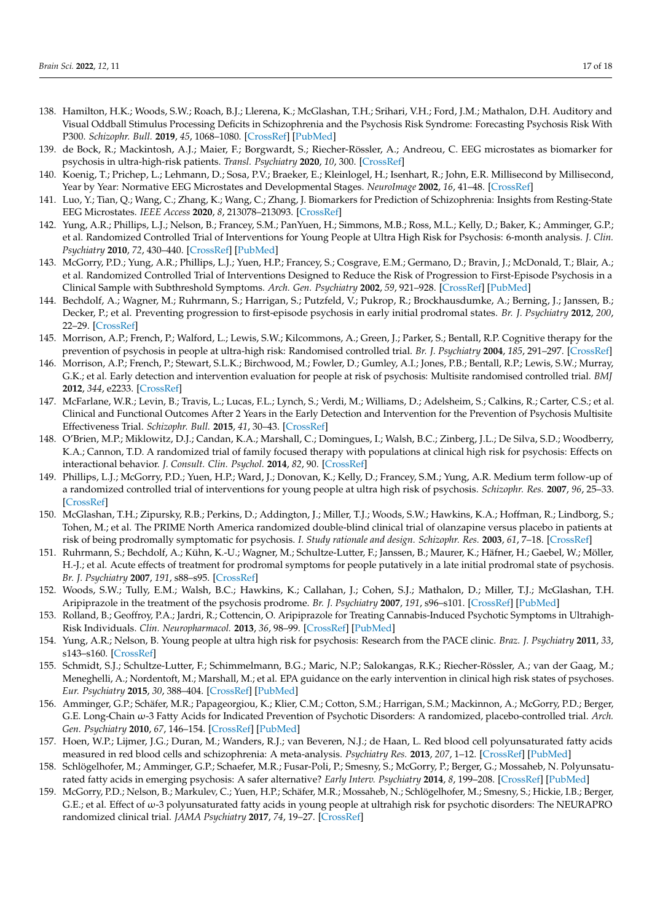138. Hamilton, H.K.; Woods, S.W.; Roach, B.J.; Llerena, K.; McGlashan, T.H.; Srihari, V.H.; Ford, J.M.; Mathalon, D.H. Auditory and Visual Oddball Stimulus Processing Deficits in Schizophrenia and the Psychosis Risk Syndrome: Forecasting Psychosis Risk With P300. *Schizophr. Bull.* **2019**, *45*, 1068–1080. [CrossRef] [PubMed]
139. de Bock, R.; Mackintosh, A.J.; Maier, F.; Borgwardt, S.; Riecher-Rössler, A.; Andreou, C. EEG microstates as biomarker for psychosis in ultra-high-risk patients. *Transl. Psychiatry* **2020**, *10*, 300. [CrossRef]
140. Koenig, T.; Prichep, L.; Lehmann, D.; Sosa, P.V.; Braeker, E.; Kleinlogel, H.; Isenhart, R.; John, E.R. Millisecond by Millisecond, Year by Year: Normative EEG Microstates and Developmental Stages. *NeuroImage* **2002**, *16*, 41–48. [CrossRef]
141. Luo, Y.; Tian, Q.; Wang, C.; Zhang, K.; Wang, C.; Zhang, J. Biomarkers for Prediction of Schizophrenia: Insights from Resting-State EEG Microstates. *IEEE Access* **2020**, *8*, 213078–213093. [CrossRef]
142. Yung, A.R.; Phillips, L.J.; Nelson, B.; Francey, S.M.; PanYuen, H.; Simmons, M.B.; Ross, M.L.; Kelly, D.; Baker, K.; Amminger, G.P.; et al. Randomized Controlled Trial of Interventions for Young People at Ultra High Risk for Psychosis: 6-month analysis. *J. Clin. Psychiatry* **2010**, *72*, 430–440. [CrossRef] [PubMed]
143. McGorry, P.D.; Yung, A.R.; Phillips, L.J.; Yuen, H.P.; Francey, S.; Cosgrave, E.M.; Germano, D.; Bravin, J.; McDonald, T.; Blair, A.; et al. Randomized Controlled Trial of Interventions Designed to Reduce the Risk of Progression to First-Episode Psychosis in a Clinical Sample with Subthreshold Symptoms. *Arch. Gen. Psychiatry* **2002**, *59*, 921–928. [CrossRef] [PubMed]
144. Bechdolf, A.; Wagner, M.; Ruhrmann, S.; Harrigan, S.; Putzfeld, V.; Pukrop, R.; Brockhausdumke, A.; Berning, J.; Janssen, B.; Decker, P.; et al. Preventing progression to first-episode psychosis in early initial prodromal states. *Br. J. Psychiatry* **2012**, *200*, 22–29. [CrossRef]
145. Morrison, A.P.; French, P.; Walford, L.; Lewis, S.W.; Kilcommons, A.; Green, J.; Parker, S.; Bentall, R.P. Cognitive therapy for the prevention of psychosis in people at ultra-high risk: Randomised controlled trial. *Br. J. Psychiatry* **2004**, *185*, 291–297. [CrossRef]
146. Morrison, A.P.; French, P.; Stewart, S.L.K.; Birchwood, M.; Fowler, D.; Gumley, A.I.; Jones, P.B.; Bentall, R.P.; Lewis, S.W.; Murray, G.K.; et al. Early detection and intervention evaluation for people at risk of psychosis: Multisite randomised controlled trial. *BMJ* **2012**, *344*, e2233. [CrossRef]
147. McFarlane, W.R.; Levin, B.; Travis, L.; Lucas, F.L.; Lynch, S.; Verdi, M.; Williams, D.; Adelsheim, S.; Calkins, R.; Carter, C.S.; et al. Clinical and Functional Outcomes After 2 Years in the Early Detection and Intervention for the Prevention of Psychosis Multisite Effectiveness Trial. *Schizophr. Bull.* **2015**, *41*, 30–43. [CrossRef]
148. O'Brien, M.P.; Miklowitz, D.J.; Candan, K.A.; Marshall, C.; Domingues, I.; Walsh, B.C.; Zinberg, J.L.; De Silva, S.D.; Woodberry, K.A.; Cannon, T.D. A randomized trial of family focused therapy with populations at clinical high risk for psychosis: Effects on interactional behavior. *J. Consult. Clin. Psychol.* **2014**, *82*, 90. [CrossRef]
149. Phillips, L.J.; McGorry, P.D.; Yuen, H.P.; Ward, J.; Donovan, K.; Kelly, D.; Francey, S.M.; Yung, A.R. Medium term follow-up of a randomized controlled trial of interventions for young people at ultra high risk of psychosis. *Schizophr. Res.* **2007**, *96*, 25–33. [CrossRef]
150. McGlashan, T.H.; Zipursky, R.B.; Perkins, D.; Addington, J.; Miller, T.J.; Woods, S.W.; Hawkins, K.A.; Hoffman, R.; Lindborg, S.; Tohen, M.; et al. The PRIME North America randomized double-blind clinical trial of olanzapine versus placebo in patients at risk of being prodromally symptomatic for psychosis. I. Study rationale and design. *Schizophr. Res.* **2003**, *61*, 7–18. [CrossRef]
151. Ruhrmann, S.; Bechdolf, A.; Kühn, K.-U.; Wagner, M.; Schultze-Lutter, F.; Janssen, B.; Maurer, K.; Häfner, H.; Gaebel, W.; Möller, H.-J.; et al. Acute effects of treatment for prodromal symptoms for people putatively in a late initial prodromal state of psychosis. *Br. J. Psychiatry* **2007**, *191*, s88–s95. [CrossRef]
152. Woods, S.W.; Tully, E.M.; Walsh, B.C.; Hawkins, K.; Callahan, J.; Cohen, S.J.; Mathalon, D.; Miller, T.J.; McGlashan, T.H. Aripiprazole in the treatment of the psychosis prodrome. *Br. J. Psychiatry* **2007**, *191*, s96–s101. [CrossRef] [PubMed]
153. Rolland, B.; Geoffroy, P.A.; Jardri, R.; Cottencin, O. Aripiprazole for Treating Cannabis-Induced Psychotic Symptoms in Ultrahigh-Risk Individuals. *Clin. Neuropharmacol.* **2013**, *36*, 98–99. [CrossRef] [PubMed]
154. Yung, A.R.; Nelson, B. Young people at ultra high risk for psychosis: Research from the PACE clinic. *Braz. J. Psychiatry* **2011**, *33*, s143–s160. [CrossRef]
155. Schmidt, S.J.; Schultze-Lutter, F.; Schimmelmann, B.G.; Maric, N.P.; Salokangas, R.K.; Riecher-Rössler, A.; van der Gaag, M.; Meneghelli, A.; Nordentoft, M.; Marshall, M.; et al. EPA guidance on the early intervention in clinical high risk states of psychoses. *Eur. Psychiatry* **2015**, *30*, 388–404. [CrossRef] [PubMed]
156. Amminger, G.P.; Schäfer, M.R.; Papageorgiou, K.; Klier, C.M.; Cotton, S.M.; Harrigan, S.M.; Mackinnon, A.; McGorry, P.D.; Berger, G.E. Long-Chain ω-3 Fatty Acids for Indicated Prevention of Psychotic Disorders: A randomized, placebo-controlled trial. *Arch. Gen. Psychiatry* **2010**, *67*, 146–154. [CrossRef] [PubMed]
157. Hoen, W.P.; Lijmer, J.G.; Duran, M.; Wanders, R.J.; van Beveren, N.J.; de Haan, L. Red blood cell polyunsaturated fatty acids measured in red blood cells and schizophrenia: A meta-analysis. *Psychiatry Res.* **2013**, *207*, 1–12. [CrossRef] [PubMed]
158. Schlögelhofer, M.; Amminger, G.P.; Schaefer, M.R.; Fusar-Poli, P.; Smesny, S.; McGorry, P.; Berger, G.; Mossaheb, N. Polyunsaturated fatty acids in emerging psychosis: A safer alternative? *Early Interv. Psychiatry* **2014**, *8*, 199–208. [CrossRef] [PubMed]
159. McGorry, P.D.; Nelson, B.; Markulev, C.; Yuen, H.P.; Schäfer, M.R.; Mossaheb, N.; Schlögelhofer, M.; Smesny, S.; Hickie, I.B.; Berger, G.E.; et al. Effect of ω-3 polyunsaturated fatty acids in young people at ultrahigh risk for psychotic disorders: The NEURAPRO randomized clinical trial. *JAMA Psychiatry* **2017**, *74*, 19–27. [CrossRef]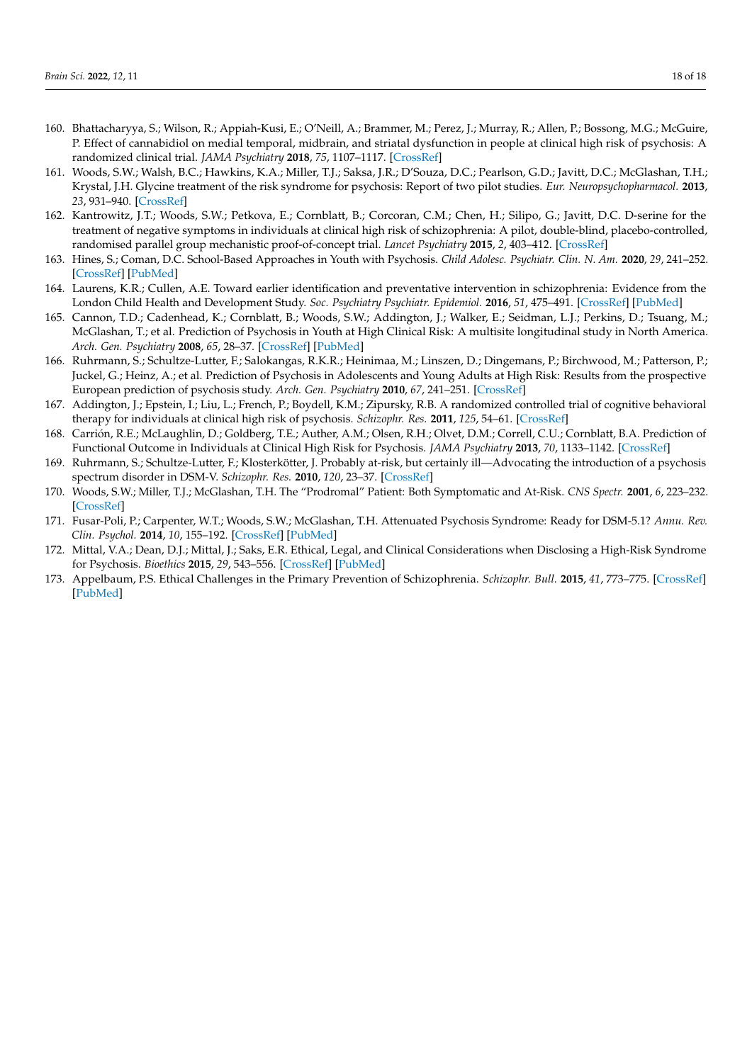160. Bhattacharyya, S.; Wilson, R.; Appiah-Kusi, E.; O'Neill, A.; Brammer, M.; Perez, J.; Murray, R.; Allen, P.; Bossong, M.G.; McGuire, P. Effect of cannabidiol on medial temporal, midbrain, and striatal dysfunction in people at clinical high risk of psychosis: A randomized clinical trial. *JAMA Psychiatry* **2018**, *75*, 1107–1117. [CrossRef]
161. Woods, S.W.; Walsh, B.C.; Hawkins, K.A.; Miller, T.J.; Saksa, J.R.; D'Souza, D.C.; Pearlson, G.D.; Javitt, D.C.; McGlashan, T.H.; Krystal, J.H. Glycine treatment of the risk syndrome for psychosis: Report of two pilot studies. *Eur. Neuropsychopharmacol.* **2013**, *23*, 931–940. [CrossRef]
162. Kantrowitz, J.T.; Woods, S.W.; Petkova, E.; Cornblatt, B.; Corcoran, C.M.; Chen, H.; Silipo, G.; Javitt, D.C. D-serine for the treatment of negative symptoms in individuals at clinical high risk of schizophrenia: A pilot, double-blind, placebo-controlled, randomised parallel group mechanistic proof-of-concept trial. *Lancet Psychiatry* **2015**, *2*, 403–412. [CrossRef]
163. Hines, S.; Coman, D.C. School-Based Approaches in Youth with Psychosis. *Child Adolesc. Psychiatr. Clin. N. Am.* **2020**, *29*, 241–252. [CrossRef] [PubMed]
164. Laurens, K.R.; Cullen, A.E. Toward earlier identification and preventative intervention in schizophrenia: Evidence from the London Child Health and Development Study. *Soc. Psychiatry Psychiatr. Epidemiol.* **2016**, *51*, 475–491. [CrossRef] [PubMed]
165. Cannon, T.D.; Cadenhead, K.; Cornblatt, B.; Woods, S.W.; Addington, J.; Walker, E.; Seidman, L.J.; Perkins, D.; Tsuang, M.; McGlashan, T.; et al. Prediction of Psychosis in Youth at High Clinical Risk: A multisite longitudinal study in North America. *Arch. Gen. Psychiatry* **2008**, *65*, 28–37. [CrossRef] [PubMed]
166. Ruhrmann, S.; Schultze-Lutter, F.; Salokangas, R.K.R.; Heinimaa, M.; Linszen, D.; Dingemans, P.; Birchwood, M.; Patterson, P.; Juckel, G.; Heinz, A.; et al. Prediction of Psychosis in Adolescents and Young Adults at High Risk: Results from the prospective European prediction of psychosis study. *Arch. Gen. Psychiatry* **2010**, *67*, 241–251. [CrossRef]
167. Addington, J.; Epstein, I.; Liu, L.; French, P.; Boydell, K.M.; Zipursky, R.B. A randomized controlled trial of cognitive behavioral therapy for individuals at clinical high risk of psychosis. *Schizophr. Res.* **2011**, *125*, 54–61. [CrossRef]
168. Carrión, R.E.; McLaughlin, D.; Goldberg, T.E.; Auther, A.M.; Olsen, R.H.; Olvet, D.M.; Correll, C.U.; Cornblatt, B.A. Prediction of Functional Outcome in Individuals at Clinical High Risk for Psychosis. *JAMA Psychiatry* **2013**, *70*, 1133–1142. [CrossRef]
169. Ruhrmann, S.; Schultze-Lutter, F.; Klosterkötter, J. Probably at-risk, but certainly ill—Advocating the introduction of a psychosis spectrum disorder in DSM-V. *Schizophr. Res.* **2010**, *120*, 23–37. [CrossRef]
170. Woods, S.W.; Miller, T.J.; McGlashan, T.H. The "Prodromal" Patient: Both Symptomatic and At-Risk. *CNS Spectr.* **2001**, *6*, 223–232. [CrossRef]
171. Fusar-Poli, P.; Carpenter, W.T.; Woods, S.W.; McGlashan, T.H. Attenuated Psychosis Syndrome: Ready for DSM-5.1? *Annu. Rev. Clin. Psychol.* **2014**, *10*, 155–192. [CrossRef] [PubMed]
172. Mittal, V.A.; Dean, D.J.; Mittal, J.; Saks, E.R. Ethical, Legal, and Clinical Considerations when Disclosing a High-Risk Syndrome for Psychosis. *Bioethics* **2015**, *29*, 543–556. [CrossRef] [PubMed]
173. Appelbaum, P.S. Ethical Challenges in the Primary Prevention of Schizophrenia. *Schizophr. Bull.* **2015**, *41*, 773–775. [CrossRef] [PubMed]